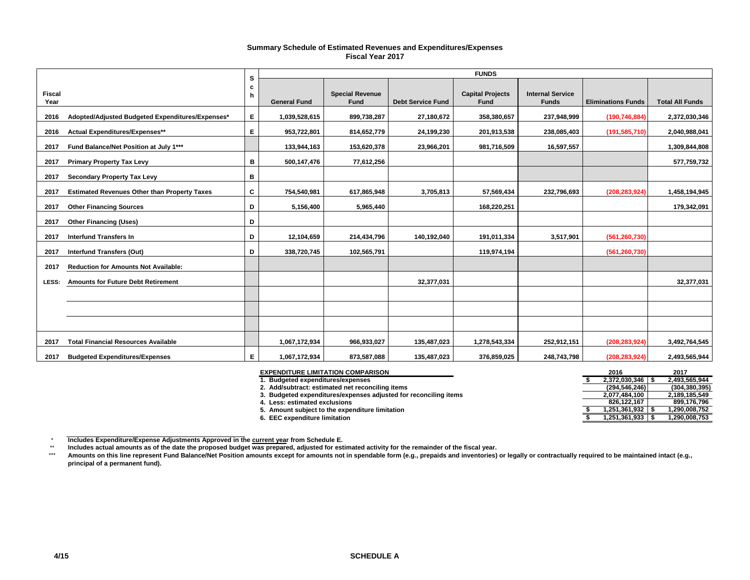## Summary Schedule of Estimated Revenues and Expenditures/Expenses
## Fiscal Year 2017

| Fiscal Year | | Sch | FUNDS | | | | | | |
|---|---|---|---|---|---|---|---|---|---|
| | | | General Fund | Special Revenue Fund | Debt Service Fund | Capital Projects Fund | Internal Service Funds | Eliminations Funds | Total All Funds |
| 2016 | Adopted/Adjusted Budgeted Expenditures/Expenses* | E | 1,039,528,615 | 899,738,287 | 27,180,672 | 358,380,657 | 237,948,999 | (190,746,884) | 2,372,030,346 |
| 2016 | Actual Expenditures/Expenses** | E | 953,722,801 | 814,652,779 | 24,199,230 | 201,913,538 | 238,085,403 | (191,585,710) | 2,040,988,041 |
| 2017 | Fund Balance/Net Position at July 1*** | | 133,944,163 | 153,620,378 | 23,966,201 | 981,716,509 | 16,597,557 | | 1,309,844,808 |
| 2017 | Primary Property Tax Levy | B | 500,147,476 | 77,612,256 | | | | | 577,759,732 |
| 2017 | Secondary Property Tax Levy | B | | | | | | | |
| 2017 | Estimated Revenues Other than Property Taxes | C | 754,540,981 | 617,865,948 | 3,705,813 | 57,569,434 | 232,796,693 | (208,283,924) | 1,458,194,945 |
| 2017 | Other Financing Sources | D | 5,156,400 | 5,965,440 | | 168,220,251 | | | 179,342,091 |
| 2017 | Other Financing (Uses) | D | | | | | | | |
| 2017 | Interfund Transfers In | D | 12,104,659 | 214,434,796 | 140,192,040 | 191,011,334 | 3,517,901 | (561,260,730) | |
| 2017 | Interfund Transfers (Out) | D | 338,720,745 | 102,565,791 | | 119,974,194 | | (561,260,730) | |
| 2017 | Reduction for Amounts Not Available: | | | | | | | | |
| LESS: | Amounts for Future Debt Retirement | | | | 32,377,031 | | | | 32,377,031 |
| | | | | | | | | | |
| | | | | | | | | | |
| | | | | | | | | | |
| 2017 | Total Financial Resources Available | | 1,067,172,934 | 966,933,027 | 135,487,023 | 1,278,543,334 | 252,912,151 | (208,283,924) | 3,492,764,545 |
| 2017 | Budgeted Expenditures/Expenses | E | 1,067,172,934 | 873,587,088 | 135,487,023 | 376,859,025 | 248,743,798 | (208,283,924) | 2,493,565,944 |

| EXPENDITURE LIMITATION COMPARISON | 2016 | 2017 |
|---|---|---|
| 1. Budgeted expenditures/expenses | $ 2,372,030,346 | $ 2,493,565,944 |
| 2. Add/subtract: estimated net reconciling items | (294,546,246) | (304,380,395) |
| 3. Budgeted expenditures/expenses adjusted for reconciling items | 2,077,484,100 | 2,189,185,549 |
| 4. Less: estimated exclusions | 826,122,167 | 899,176,796 |
| 5. Amount subject to the expenditure limitation | $ 1,251,361,932 | $ 1,290,008,752 |
| 6. EEC expenditure limitation | $ 1,251,361,933 | $ 1,290,008,753 |

\* Includes Expenditure/Expense Adjustments Approved in the current year from Schedule E.

\*\* Includes actual amounts as of the date the proposed budget was prepared, adjusted for estimated activity for the remainder of the fiscal year.

\*\*\* Amounts on this line represent Fund Balance/Net Position amounts except for amounts not in spendable form (e.g., prepaids and inventories) or legally or contractually required to be maintained intact (e.g., principal of a permanent fund).

4/15 SCHEDULE A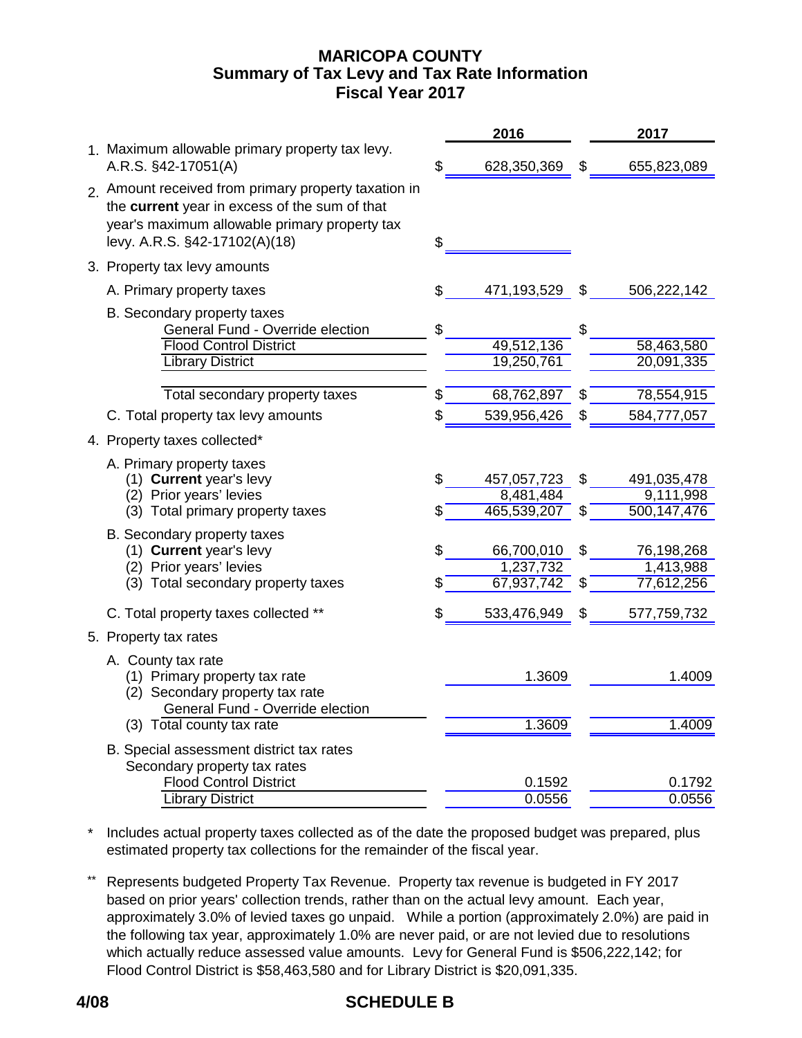# MARICOPA COUNTY
## Summary of Tax Levy and Tax Rate Information
## Fiscal Year 2017

| | | 2016 | 2017 |
|---|---|---|---|
| 1. | Maximum allowable primary property tax levy. A.R.S. §42-17051(A) | $ 628,350,369 | $ 655,823,089 |
| 2. | Amount received from primary property taxation in the **current** year in excess of the sum of that year's maximum allowable primary property tax levy. A.R.S. §42-17102(A)(18) | $ | |
| 3. | Property tax levy amounts | | |
| | A. Primary property taxes | $ 471,193,529 | $ 506,222,142 |
| | B. Secondary property taxes | | |
| | General Fund - Override election | $ | $ |
| | Flood Control District | 49,512,136 | 58,463,580 |
| | Library District | 19,250,761 | 20,091,335 |
| | Total secondary property taxes | $ 68,762,897 | $ 78,554,915 |
| | C. Total property tax levy amounts | $ 539,956,426 | $ 584,777,057 |
| 4. | Property taxes collected* | | |
| | A. Primary property taxes | | |
| | (1) **Current** year's levy | $ 457,057,723 | $ 491,035,478 |
| | (2) Prior years' levies | 8,481,484 | 9,111,998 |
| | (3) Total primary property taxes | $ 465,539,207 | $ 500,147,476 |
| | B. Secondary property taxes | | |
| | (1) **Current** year's levy | $ 66,700,010 | $ 76,198,268 |
| | (2) Prior years' levies | 1,237,732 | 1,413,988 |
| | (3) Total secondary property taxes | $ 67,937,742 | $ 77,612,256 |
| | C. Total property taxes collected ** | $ 533,476,949 | $ 577,759,732 |
| 5. | Property tax rates | | |
| | A. County tax rate | | |
| | (1) Primary property tax rate | 1.3609 | 1.4009 |
| | (2) Secondary property tax rate | | |
| | General Fund - Override election | | |
| | (3) Total county tax rate | 1.3609 | 1.4009 |
| | B. Special assessment district tax rates | | |
| | Secondary property tax rates | | |
| | Flood Control District | 0.1592 | 0.1792 |
| | Library District | 0.0556 | 0.0556 |

\* Includes actual property taxes collected as of the date the proposed budget was prepared, plus estimated property tax collections for the remainder of the fiscal year.

\*\* Represents budgeted Property Tax Revenue. Property tax revenue is budgeted in FY 2017 based on prior years' collection trends, rather than on the actual levy amount. Each year, approximately 3.0% of levied taxes go unpaid. While a portion (approximately 2.0%) are paid in the following tax year, approximately 1.0% are never paid, or are not levied due to resolutions which actually reduce assessed value amounts. Levy for General Fund is $506,222,142; for Flood Control District is $58,463,580 and for Library District is $20,091,335.

4/08 SCHEDULE B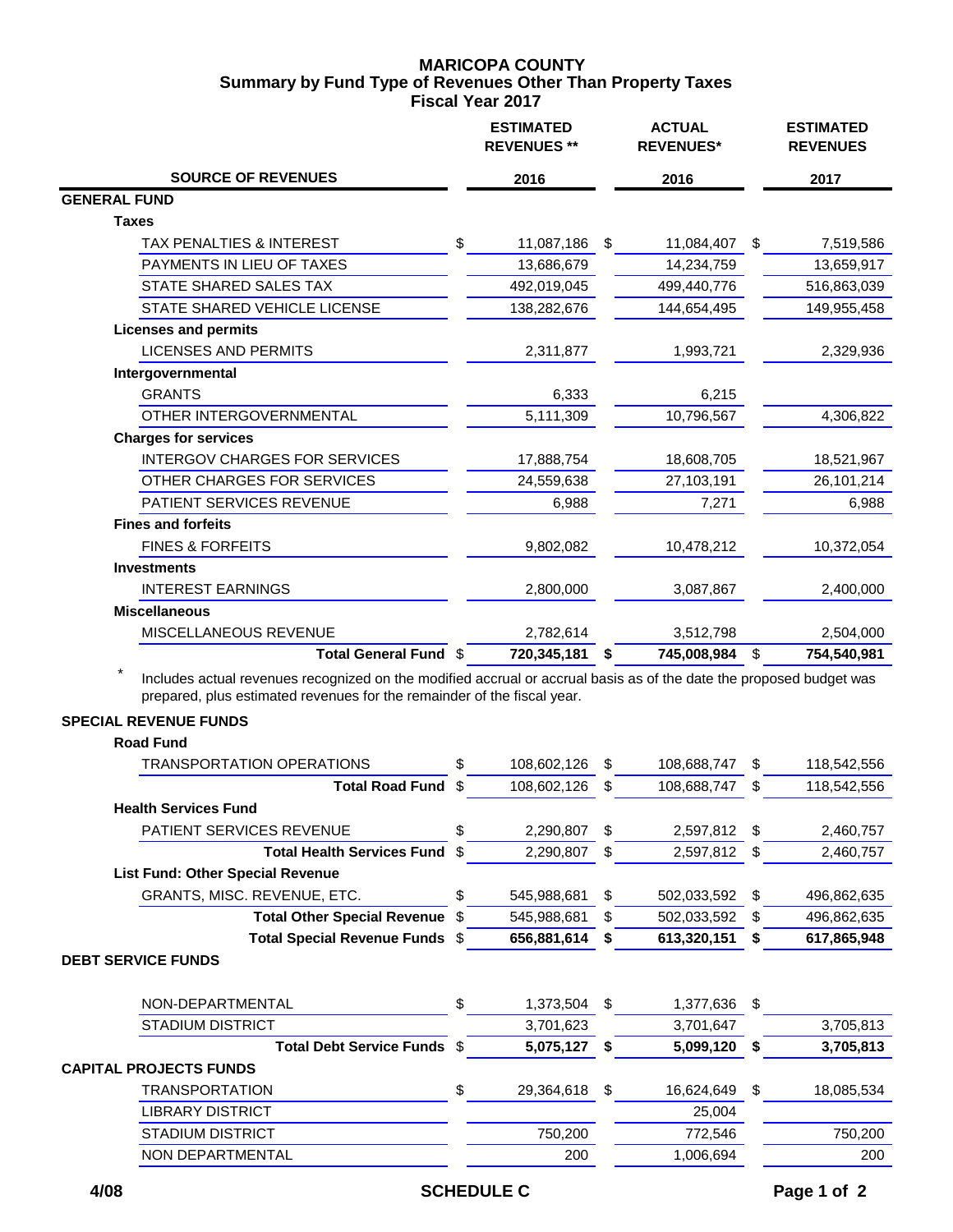# MARICOPA COUNTY
## Summary by Fund Type of Revenues Other Than Property Taxes
### Fiscal Year 2017

| SOURCE OF REVENUES | ESTIMATED REVENUES ** 2016 | ACTUAL REVENUES* 2016 | ESTIMATED REVENUES 2017 |
|---|---|---|---|
| **GENERAL FUND** | | | |
| **Taxes** | | | |
| TAX PENALTIES & INTEREST | $ 11,087,186 | $ 11,084,407 | $ 7,519,586 |
| PAYMENTS IN LIEU OF TAXES | 13,686,679 | 14,234,759 | 13,659,917 |
| STATE SHARED SALES TAX | 492,019,045 | 499,440,776 | 516,863,039 |
| STATE SHARED VEHICLE LICENSE | 138,282,676 | 144,654,495 | 149,955,458 |
| **Licenses and permits** | | | |
| LICENSES AND PERMITS | 2,311,877 | 1,993,721 | 2,329,936 |
| **Intergovernmental** | | | |
| GRANTS | 6,333 | 6,215 | |
| OTHER INTERGOVERNMENTAL | 5,111,309 | 10,796,567 | 4,306,822 |
| **Charges for services** | | | |
| INTERGOV CHARGES FOR SERVICES | 17,888,754 | 18,608,705 | 18,521,967 |
| OTHER CHARGES FOR SERVICES | 24,559,638 | 27,103,191 | 26,101,214 |
| PATIENT SERVICES REVENUE | 6,988 | 7,271 | 6,988 |
| **Fines and forfeits** | | | |
| FINES & FORFEITS | 9,802,082 | 10,478,212 | 10,372,054 |
| **Investments** | | | |
| INTEREST EARNINGS | 2,800,000 | 3,087,867 | 2,400,000 |
| **Miscellaneous** | | | |
| MISCELLANEOUS REVENUE | 2,782,614 | 3,512,798 | 2,504,000 |
| **Total General Fund** | $ **720,345,181** | **$ 745,008,984** | $ **754,540,981** |

\* Includes actual revenues recognized on the modified accrual or accrual basis as of the date the proposed budget was prepared, plus estimated revenues for the remainder of the fiscal year.

| SOURCE OF REVENUES | ESTIMATED REVENUES ** 2016 | ACTUAL REVENUES* 2016 | ESTIMATED REVENUES 2017 |
|---|---|---|---|
| **SPECIAL REVENUE FUNDS** | | | |
| **Road Fund** | | | |
| TRANSPORTATION OPERATIONS | $ 108,602,126 | $ 108,688,747 | $ 118,542,556 |
| **Total Road Fund** | $ 108,602,126 | $ 108,688,747 | $ 118,542,556 |
| **Health Services Fund** | | | |
| PATIENT SERVICES REVENUE | $ 2,290,807 | $ 2,597,812 | $ 2,460,757 |
| **Total Health Services Fund** | $ 2,290,807 | $ 2,597,812 | $ 2,460,757 |
| **List Fund: Other Special Revenue** | | | |
| GRANTS, MISC. REVENUE, ETC. | $ 545,988,681 | $ 502,033,592 | $ 496,862,635 |
| **Total Other Special Revenue** | $ 545,988,681 | $ 502,033,592 | $ 496,862,635 |
| **Total Special Revenue Funds** | $ **656,881,614** | **$ 613,320,151** | **$ 617,865,948** |
| **DEBT SERVICE FUNDS** | | | |
| NON-DEPARTMENTAL | $ 1,373,504 | $ 1,377,636 | $ |
| STADIUM DISTRICT | 3,701,623 | 3,701,647 | 3,705,813 |
| **Total Debt Service Funds** | $ **5,075,127** | **$ 5,099,120** | **$ 3,705,813** |
| **CAPITAL PROJECTS FUNDS** | | | |
| TRANSPORTATION | $ 29,364,618 | $ 16,624,649 | $ 18,085,534 |
| LIBRARY DISTRICT | | 25,004 | |
| STADIUM DISTRICT | 750,200 | 772,546 | 750,200 |
| NON DEPARTMENTAL | 200 | 1,006,694 | 200 |

4/08 SCHEDULE C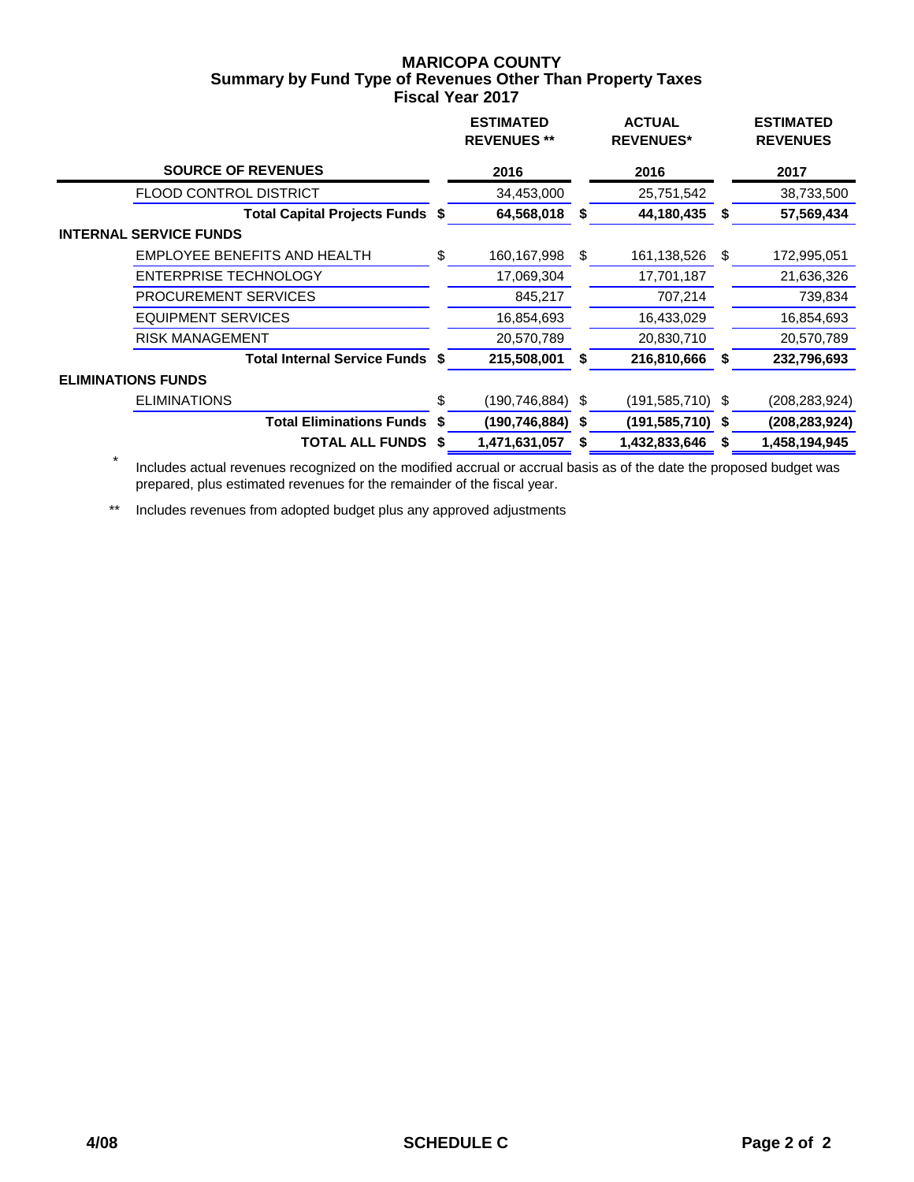# MARICOPA COUNTY
## Summary by Fund Type of Revenues Other Than Property Taxes
### Fiscal Year 2017

| SOURCE OF REVENUES | | ESTIMATED REVENUES ** 2016 | | ACTUAL REVENUES* 2016 | | ESTIMATED REVENUES 2017 |
|---|---|---|---|---|---|---|
| FLOOD CONTROL DISTRICT | | 34,453,000 | | 25,751,542 | | 38,733,500 |
| **Total Capital Projects Funds** | **$** | **64,568,018** | **$** | **44,180,435** | **$** | **57,569,434** |
| **INTERNAL SERVICE FUNDS** | | | | | | |
| EMPLOYEE BENEFITS AND HEALTH | $ | 160,167,998 | $ | 161,138,526 | $ | 172,995,051 |
| ENTERPRISE TECHNOLOGY | | 17,069,304 | | 17,701,187 | | 21,636,326 |
| PROCUREMENT SERVICES | | 845,217 | | 707,214 | | 739,834 |
| EQUIPMENT SERVICES | | 16,854,693 | | 16,433,029 | | 16,854,693 |
| RISK MANAGEMENT | | 20,570,789 | | 20,830,710 | | 20,570,789 |
| **Total Internal Service Funds** | **$** | **215,508,001** | **$** | **216,810,666** | **$** | **232,796,693** |
| **ELIMINATIONS FUNDS** | | | | | | |
| ELIMINATIONS | $ | (190,746,884) | $ | (191,585,710) | $ | (208,283,924) |
| **Total Eliminations Funds** | **$** | **(190,746,884)** | **$** | **(191,585,710)** | **$** | **(208,283,924)** |
| **TOTAL ALL FUNDS** | **$** | **1,471,631,057** | **$** | **1,432,833,646** | **$** | **1,458,194,945** |

\* Includes actual revenues recognized on the modified accrual or accrual basis as of the date the proposed budget was prepared, plus estimated revenues for the remainder of the fiscal year.

** Includes revenues from adopted budget plus any approved adjustments

4/08 SCHEDULE C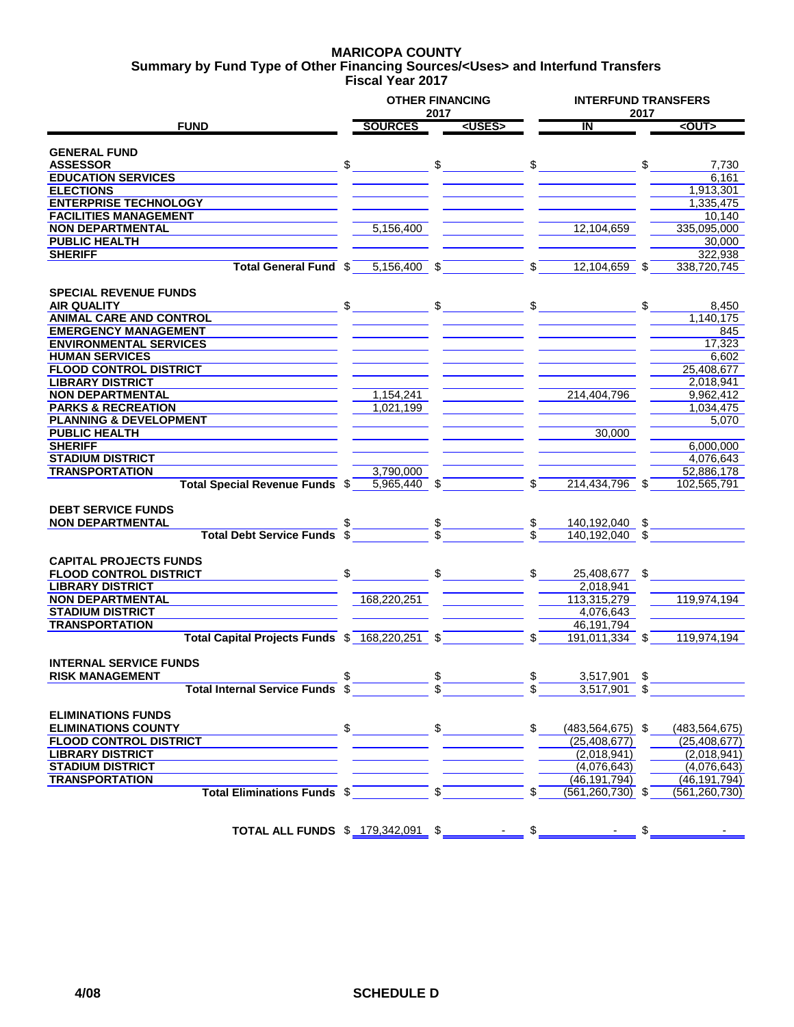# MARICOPA COUNTY
## Summary by Fund Type of Other Financing Sources/<Uses> and Interfund Transfers
### Fiscal Year 2017

| FUND | OTHER FINANCING 2017 SOURCES | OTHER FINANCING 2017 <USES> | INTERFUND TRANSFERS 2017 IN | INTERFUND TRANSFERS 2017 <OUT> |
|---|---|---|---|---|
| **GENERAL FUND** | | | | |
| **ASSESSOR** | $ | $ | $ | $ 7,730 |
| **EDUCATION SERVICES** | | | | 6,161 |
| **ELECTIONS** | | | | 1,913,301 |
| **ENTERPRISE TECHNOLOGY** | | | | 1,335,475 |
| **FACILITIES MANAGEMENT** | | | | 10,140 |
| **NON DEPARTMENTAL** | 5,156,400 | | 12,104,659 | 335,095,000 |
| **PUBLIC HEALTH** | | | | 30,000 |
| **SHERIFF** | | | | 322,938 |
| **Total General Fund** | $ 5,156,400 | $ | $ 12,104,659 | $ 338,720,745 |
| **SPECIAL REVENUE FUNDS** | | | | |
| **AIR QUALITY** | $ | $ | $ | $ 8,450 |
| **ANIMAL CARE AND CONTROL** | | | | 1,140,175 |
| **EMERGENCY MANAGEMENT** | | | | 845 |
| **ENVIRONMENTAL SERVICES** | | | | 17,323 |
| **HUMAN SERVICES** | | | | 6,602 |
| **FLOOD CONTROL DISTRICT** | | | | 25,408,677 |
| **LIBRARY DISTRICT** | | | | 2,018,941 |
| **NON DEPARTMENTAL** | 1,154,241 | | 214,404,796 | 9,962,412 |
| **PARKS & RECREATION** | 1,021,199 | | | 1,034,475 |
| **PLANNING & DEVELOPMENT** | | | | 5,070 |
| **PUBLIC HEALTH** | | | 30,000 | |
| **SHERIFF** | | | | 6,000,000 |
| **STADIUM DISTRICT** | | | | 4,076,643 |
| **TRANSPORTATION** | 3,790,000 | | | 52,886,178 |
| **Total Special Revenue Funds** | $ 5,965,440 | $ | $ 214,434,796 | $ 102,565,791 |
| **DEBT SERVICE FUNDS** | | | | |
| **NON DEPARTMENTAL** | $ | $ | $ 140,192,040 | $ |
| **Total Debt Service Funds** | $ | $ | $ 140,192,040 | $ |
| **CAPITAL PROJECTS FUNDS** | | | | |
| **FLOOD CONTROL DISTRICT** | $ | $ | $ 25,408,677 | $ |
| **LIBRARY DISTRICT** | | | 2,018,941 | |
| **NON DEPARTMENTAL** | 168,220,251 | | 113,315,279 | 119,974,194 |
| **STADIUM DISTRICT** | | | 4,076,643 | |
| **TRANSPORTATION** | | | 46,191,794 | |
| **Total Capital Projects Funds** | $ 168,220,251 | $ | $ 191,011,334 | $ 119,974,194 |
| **INTERNAL SERVICE FUNDS** | | | | |
| **RISK MANAGEMENT** | $ | $ | $ 3,517,901 | $ |
| **Total Internal Service Funds** | $ | $ | $ 3,517,901 | $ |
| **ELIMINATIONS FUNDS** | | | | |
| **ELIMINATIONS COUNTY** | $ | $ | $ (483,564,675) | $ (483,564,675) |
| **FLOOD CONTROL DISTRICT** | | | (25,408,677) | (25,408,677) |
| **LIBRARY DISTRICT** | | | (2,018,941) | (2,018,941) |
| **STADIUM DISTRICT** | | | (4,076,643) | (4,076,643) |
| **TRANSPORTATION** | | | (46,191,794) | (46,191,794) |
| **Total Eliminations Funds** | $ | $ | $ (561,260,730) | $ (561,260,730) |
| **TOTAL ALL FUNDS** | $ 179,342,091 | $ - | $ - | $ - |

4/08 SCHEDULE D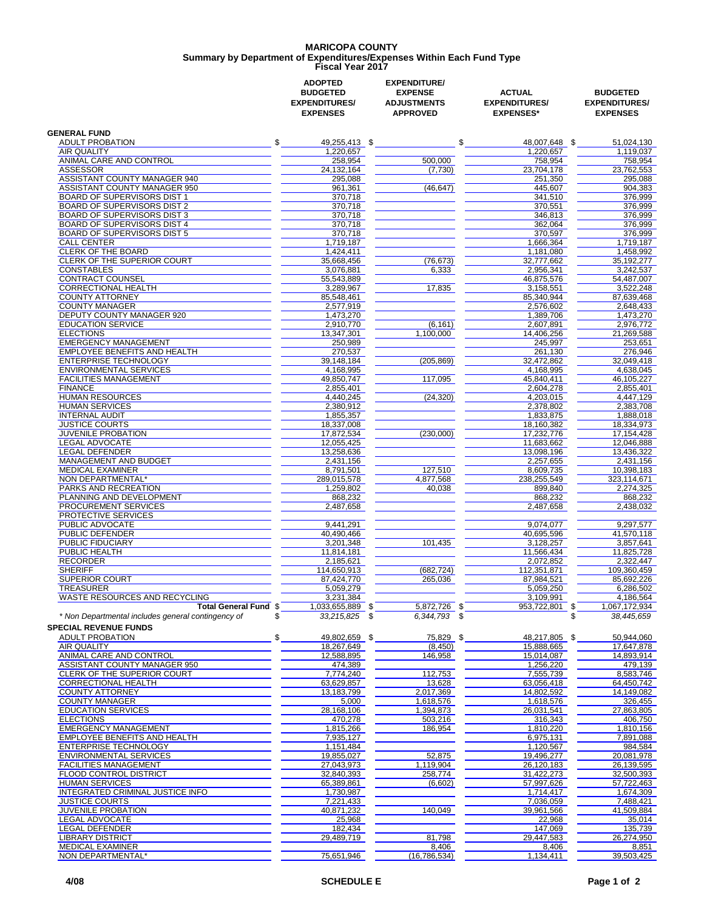# MARICOPA COUNTY
## Summary by Department of Expenditures/Expenses Within Each Fund Type
### Fiscal Year 2017

| | ADOPTED BUDGETED EXPENDITURES/ EXPENSES | EXPENDITURE/ EXPENSE ADJUSTMENTS APPROVED | ACTUAL EXPENDITURES/ EXPENSES* | BUDGETED EXPENDITURES/ EXPENSES |
|---|---|---|---|---|
| **GENERAL FUND** | | | | |
| ADULT PROBATION | $ 49,255,413 | $ | $ 48,007,648 | $ 51,024,130 |
| AIR QUALITY | 1,220,657 | | 1,220,657 | 1,119,037 |
| ANIMAL CARE AND CONTROL | 258,954 | 500,000 | 758,954 | 758,954 |
| ASSESSOR | 24,132,164 | (7,730) | 23,704,178 | 23,762,553 |
| ASSISTANT COUNTY MANAGER 940 | 295,088 | | 251,350 | 295,088 |
| ASSISTANT COUNTY MANAGER 950 | 961,361 | (46,647) | 445,607 | 904,383 |
| BOARD OF SUPERVISORS DIST 1 | 370,718 | | 341,510 | 376,999 |
| BOARD OF SUPERVISORS DIST 2 | 370,718 | | 370,551 | 376,999 |
| BOARD OF SUPERVISORS DIST 3 | 370,718 | | 346,813 | 376,999 |
| BOARD OF SUPERVISORS DIST 4 | 370,718 | | 362,064 | 376,999 |
| BOARD OF SUPERVISORS DIST 5 | 370,718 | | 370,597 | 376,999 |
| CALL CENTER | 1,719,187 | | 1,666,364 | 1,719,187 |
| CLERK OF THE BOARD | 1,424,411 | | 1,181,080 | 1,458,992 |
| CLERK OF THE SUPERIOR COURT | 35,668,456 | (76,673) | 32,777,662 | 35,192,277 |
| CONSTABLES | 3,076,881 | 6,333 | 2,956,341 | 3,242,537 |
| CONTRACT COUNSEL | 55,543,889 | | 46,875,576 | 54,487,007 |
| CORRECTIONAL HEALTH | 3,289,967 | 17,835 | 3,158,551 | 3,522,248 |
| COUNTY ATTORNEY | 85,548,461 | | 85,340,944 | 87,639,468 |
| COUNTY MANAGER | 2,577,919 | | 2,576,602 | 2,648,433 |
| DEPUTY COUNTY MANAGER 920 | 1,473,270 | | 1,389,706 | 1,473,270 |
| EDUCATION SERVICE | 2,910,770 | (6,161) | 2,607,891 | 2,976,772 |
| ELECTIONS | 13,347,301 | 1,100,000 | 14,406,256 | 21,269,588 |
| EMERGENCY MANAGEMENT | 250,989 | | 245,997 | 253,651 |
| EMPLOYEE BENEFITS AND HEALTH | 270,537 | | 261,130 | 276,946 |
| ENTERPRISE TECHNOLOGY | 39,148,184 | (205,869) | 32,472,862 | 32,049,418 |
| ENVIRONMENTAL SERVICES | 4,168,995 | | 4,168,995 | 4,638,045 |
| FACILITIES MANAGEMENT | 49,850,747 | 117,095 | 45,840,411 | 46,105,227 |
| FINANCE | 2,855,401 | | 2,604,278 | 2,855,401 |
| HUMAN RESOURCES | 4,440,245 | (24,320) | 4,203,015 | 4,447,129 |
| HUMAN SERVICES | 2,380,912 | | 2,378,802 | 2,383,708 |
| INTERNAL AUDIT | 1,855,357 | | 1,833,875 | 1,888,018 |
| JUSTICE COURTS | 18,337,008 | | 18,160,382 | 18,334,973 |
| JUVENILE PROBATION | 17,872,534 | (230,000) | 17,232,776 | 17,154,428 |
| LEGAL ADVOCATE | 12,055,425 | | 11,683,662 | 12,046,888 |
| LEGAL DEFENDER | 13,258,636 | | 13,098,196 | 13,436,322 |
| MANAGEMENT AND BUDGET | 2,431,156 | | 2,257,655 | 2,431,156 |
| MEDICAL EXAMINER | 8,791,501 | 127,510 | 8,609,735 | 10,398,183 |
| NON DEPARTMENTAL* | 289,015,578 | 4,877,568 | 238,255,549 | 323,114,671 |
| PARKS AND RECREATION | 1,259,802 | 40,038 | 899,840 | 2,274,325 |
| PLANNING AND DEVELOPMENT | 868,232 | | 868,232 | 868,232 |
| PROCUREMENT SERVICES | 2,487,658 | | 2,487,658 | 2,438,032 |
| PROTECTIVE SERVICES | | | | |
| PUBLIC ADVOCATE | 9,441,291 | | 9,074,077 | 9,297,577 |
| PUBLIC DEFENDER | 40,490,466 | | 40,695,596 | 41,570,118 |
| PUBLIC FIDUCIARY | 3,201,348 | 101,435 | 3,128,257 | 3,857,641 |
| PUBLIC HEALTH | 11,814,181 | | 11,566,434 | 11,825,728 |
| RECORDER | 2,185,621 | | 2,072,852 | 2,322,447 |
| SHERIFF | 114,650,913 | (682,724) | 112,351,871 | 109,360,459 |
| SUPERIOR COURT | 87,424,770 | 265,036 | 87,984,521 | 85,692,226 |
| TREASURER | 5,059,279 | | 5,059,250 | 6,286,502 |
| WASTE RESOURCES AND RECYCLING | 3,231,384 | | 3,109,991 | 4,186,564 |
| **Total General Fund** | $ 1,033,655,889 | $ 5,872,726 | $ 953,722,801 | $ 1,067,172,934 |
| *\* Non Departmental includes general contingency of* | $ *33,215,825* | $ *6,344,793* | $ | $ *38,445,659* |
| **SPECIAL REVENUE FUNDS** | | | | |
| ADULT PROBATION | $ 49,802,659 | $ 75,829 | $ 48,217,805 | $ 50,944,060 |
| AIR QUALITY | 18,267,649 | (8,450) | 15,888,665 | 17,647,878 |
| ANIMAL CARE AND CONTROL | 12,588,895 | 146,958 | 15,014,087 | 14,893,914 |
| ASSISTANT COUNTY MANAGER 950 | 474,389 | | 1,256,220 | 479,139 |
| CLERK OF THE SUPERIOR COURT | 7,774,240 | 112,753 | 7,555,739 | 8,583,746 |
| CORRECTIONAL HEALTH | 63,629,857 | 13,628 | 63,056,418 | 64,450,742 |
| COUNTY ATTORNEY | 13,183,799 | 2,017,369 | 14,802,592 | 14,149,082 |
| COUNTY MANAGER | 5,000 | 1,618,576 | 1,618,576 | 326,455 |
| EDUCATION SERVICES | 28,168,106 | 1,394,873 | 26,031,541 | 27,863,805 |
| ELECTIONS | 470,278 | 503,216 | 316,343 | 406,750 |
| EMERGENCY MANAGEMENT | 1,815,266 | 186,954 | 1,810,220 | 1,810,156 |
| EMPLOYEE BENEFITS AND HEALTH | 7,935,127 | | 6,975,131 | 7,891,088 |
| ENTERPRISE TECHNOLOGY | 1,151,484 | | 1,120,567 | 984,584 |
| ENVIRONMENTAL SERVICES | 19,855,027 | 52,875 | 19,496,277 | 20,081,978 |
| FACILITIES MANAGEMENT | 27,043,973 | 1,119,904 | 26,120,183 | 26,139,595 |
| FLOOD CONTROL DISTRICT | 32,840,393 | 258,774 | 31,422,273 | 32,500,393 |
| HUMAN SERVICES | 65,389,861 | (6,602) | 57,997,626 | 57,722,463 |
| INTEGRATED CRIMINAL JUSTICE INFO | 1,730,987 | | 1,714,417 | 1,674,309 |
| JUSTICE COURTS | 7,221,433 | | 7,036,059 | 7,488,421 |
| JUVENILE PROBATION | 40,871,232 | 140,049 | 39,961,566 | 41,509,884 |
| LEGAL ADVOCATE | 25,968 | | 22,968 | 35,014 |
| LEGAL DEFENDER | 182,434 | | 147,069 | 135,739 |
| LIBRARY DISTRICT | 29,489,719 | 81,798 | 29,447,583 | 26,274,950 |
| MEDICAL EXAMINER | | 8,406 | 8,406 | 8,851 |
| NON DEPARTMENTAL* | 75,651,946 | (16,786,534) | 1,134,411 | 39,503,425 |

4/08 SCHEDULE E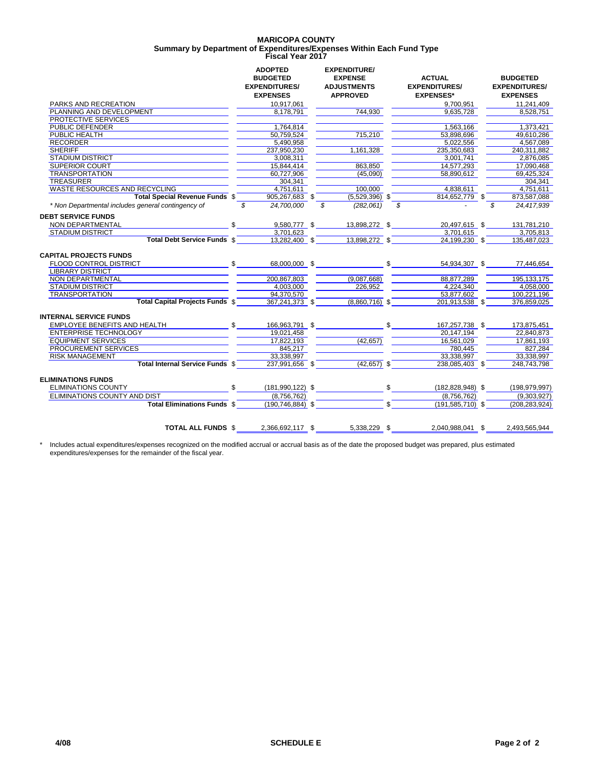# MARICOPA COUNTY
## Summary by Department of Expenditures/Expenses Within Each Fund Type
### Fiscal Year 2017

| | ADOPTED BUDGETED EXPENDITURES/ EXPENSES | EXPENDITURE/ EXPENSE ADJUSTMENTS APPROVED | ACTUAL EXPENDITURES/ EXPENSES* | BUDGETED EXPENDITURES/ EXPENSES |
|---|---|---|---|---|
| PARKS AND RECREATION | 10,917,061 | | 9,700,951 | 11,241,409 |
| PLANNING AND DEVELOPMENT | 8,178,791 | 744,930 | 9,635,728 | 8,528,751 |
| PROTECTIVE SERVICES | | | | |
| PUBLIC DEFENDER | 1,764,814 | | 1,563,166 | 1,373,421 |
| PUBLIC HEALTH | 50,759,524 | 715,210 | 53,898,696 | 49,610,286 |
| RECORDER | 5,490,958 | | 5,022,556 | 4,567,089 |
| SHERIFF | 237,950,230 | 1,161,328 | 235,350,683 | 240,311,882 |
| STADIUM DISTRICT | 3,008,311 | | 3,001,741 | 2,876,085 |
| SUPERIOR COURT | 15,844,414 | 863,850 | 14,577,293 | 17,090,468 |
| TRANSPORTATION | 60,727,906 | (45,090) | 58,890,612 | 69,425,324 |
| TREASURER | 304,341 | | | 304,341 |
| WASTE RESOURCES AND RECYCLING | 4,751,611 | 100,000 | 4,838,611 | 4,751,611 |
| **Total Special Revenue Funds** | $ 905,267,683 | $ (5,529,396) | $ 814,652,779 | $ 873,587,088 |
| *\* Non Departmental includes general contingency of* | *$ 24,700,000* | *$ (282,061)* | *$ -* | *$ 24,417,939* |
| **DEBT SERVICE FUNDS** | | | | |
| NON DEPARTMENTAL | $ 9,580,777 | $ 13,898,272 | $ 20,497,615 | $ 131,781,210 |
| STADIUM DISTRICT | 3,701,623 | | 3,701,615 | 3,705,813 |
| **Total Debt Service Funds** | $ 13,282,400 | $ 13,898,272 | $ 24,199,230 | $ 135,487,023 |
| **CAPITAL PROJECTS FUNDS** | | | | |
| FLOOD CONTROL DISTRICT | $ 68,000,000 | $ | $ 54,934,307 | $ 77,446,654 |
| LIBRARY DISTRICT | | | | |
| NON DEPARTMENTAL | 200,867,803 | (9,087,668) | 88,877,289 | 195,133,175 |
| STADIUM DISTRICT | 4,003,000 | 226,952 | 4,224,340 | 4,058,000 |
| TRANSPORTATION | 94,370,570 | | 53,877,602 | 100,221,196 |
| **Total Capital Projects Funds** | $ 367,241,373 | $ (8,860,716) | $ 201,913,538 | $ 376,859,025 |
| **INTERNAL SERVICE FUNDS** | | | | |
| EMPLOYEE BENEFITS AND HEALTH | $ 166,963,791 | $ | $ 167,257,738 | $ 173,875,451 |
| ENTERPRISE TECHNOLOGY | 19,021,458 | | 20,147,194 | 22,840,873 |
| EQUIPMENT SERVICES | 17,822,193 | (42,657) | 16,561,029 | 17,861,193 |
| PROCUREMENT SERVICES | 845,217 | | 780,445 | 827,284 |
| RISK MANAGEMENT | 33,338,997 | | 33,338,997 | 33,338,997 |
| **Total Internal Service Funds** | $ 237,991,656 | $ (42,657) | $ 238,085,403 | $ 248,743,798 |
| **ELIMINATIONS FUNDS** | | | | |
| ELIMINATIONS COUNTY | $ (181,990,122) | $ | $ (182,828,948) | $ (198,979,997) |
| ELIMINATIONS COUNTY AND DIST | (8,756,762) | | (8,756,762) | (9,303,927) |
| **Total Eliminations Funds** | $ (190,746,884) | $ | $ (191,585,710) | $ (208,283,924) |
| **TOTAL ALL FUNDS** | $ 2,366,692,117 | $ 5,338,229 | $ 2,040,988,041 | $ 2,493,565,944 |

\* Includes actual expenditures/expenses recognized on the modified accrual or accrual basis as of the date the proposed budget was prepared, plus estimated expenditures/expenses for the remainder of the fiscal year.

4/08 SCHEDULE E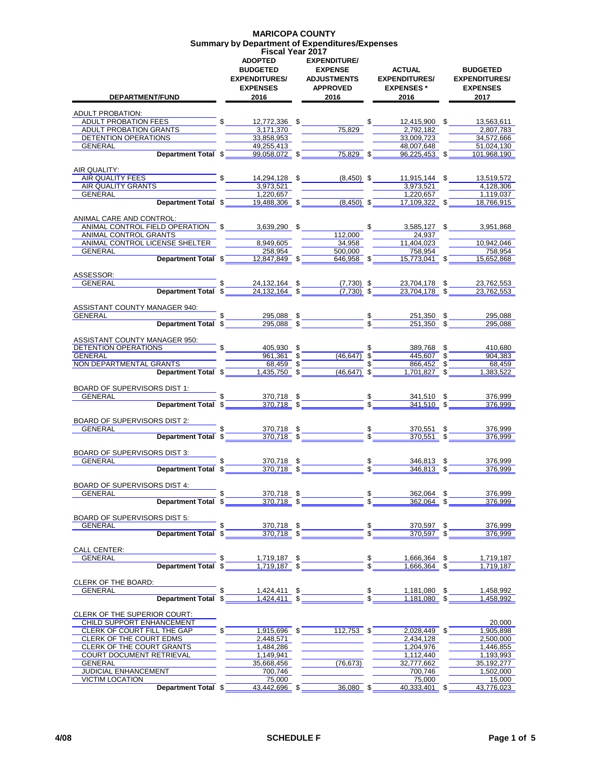# MARICOPA COUNTY
## Summary by Department of Expenditures/Expenses
### Fiscal Year 2017

| DEPARTMENT/FUND | ADOPTED BUDGETED EXPENDITURES/ EXPENSES 2016 | EXPENDITURE/ EXPENSE ADJUSTMENTS APPROVED 2016 | ACTUAL EXPENDITURES/ EXPENSES * 2016 | BUDGETED EXPENDITURES/ EXPENSES 2017 |
|---|---|---|---|---|
| **ADULT PROBATION:** | | | | |
| ADULT PROBATION FEES | $ 12,772,336 | $ | $ 12,415,900 | $ 13,563,611 |
| ADULT PROBATION GRANTS | 3,171,370 | 75,829 | 2,792,182 | 2,807,783 |
| DETENTION OPERATIONS | 33,858,953 | | 33,009,723 | 34,572,666 |
| GENERAL | 49,255,413 | | 48,007,648 | 51,024,130 |
| **Department Total** | $ 99,058,072 | $ 75,829 | $ 96,225,453 | $ 101,968,190 |
| **AIR QUALITY:** | | | | |
| AIR QUALITY FEES | $ 14,294,128 | $ (8,450) | $ 11,915,144 | $ 13,519,572 |
| AIR QUALITY GRANTS | 3,973,521 | | 3,973,521 | 4,128,306 |
| GENERAL | 1,220,657 | | 1,220,657 | 1,119,037 |
| **Department Total** | $ 19,488,306 | $ (8,450) | $ 17,109,322 | $ 18,766,915 |
| **ANIMAL CARE AND CONTROL:** | | | | |
| ANIMAL CONTROL FIELD OPERATION | $ 3,639,290 | $ | $ 3,585,127 | $ 3,951,868 |
| ANIMAL CONTROL GRANTS | | 112,000 | 24,937 | |
| ANIMAL CONTROL LICENSE SHELTER | 8,949,605 | 34,958 | 11,404,023 | 10,942,046 |
| GENERAL | 258,954 | 500,000 | 758,954 | 758,954 |
| **Department Total** | $ 12,847,849 | $ 646,958 | $ 15,773,041 | $ 15,652,868 |
| **ASSESSOR:** | | | | |
| GENERAL | $ 24,132,164 | $ (7,730) | $ 23,704,178 | $ 23,762,553 |
| **Department Total** | $ 24,132,164 | $ (7,730) | $ 23,704,178 | $ 23,762,553 |
| **ASSISTANT COUNTY MANAGER 940:** | | | | |
| GENERAL | $ 295,088 | $ | $ 251,350 | $ 295,088 |
| **Department Total** | $ 295,088 | $ | $ 251,350 | $ 295,088 |
| **ASSISTANT COUNTY MANAGER 950:** | | | | |
| DETENTION OPERATIONS | $ 405,930 | $ | $ 389,768 | $ 410,680 |
| GENERAL | 961,361 | $ (46,647) | $ 445,607 | $ 904,383 |
| NON DEPARTMENTAL GRANTS | 68,459 | $ | $ 866,452 | $ 68,459 |
| **Department Total** | $ 1,435,750 | $ (46,647) | $ 1,701,827 | $ 1,383,522 |
| **BOARD OF SUPERVISORS DIST 1:** | | | | |
| GENERAL | $ 370,718 | $ | $ 341,510 | $ 376,999 |
| **Department Total** | $ 370,718 | $ | $ 341,510 | $ 376,999 |
| **BOARD OF SUPERVISORS DIST 2:** | | | | |
| GENERAL | $ 370,718 | $ | $ 370,551 | $ 376,999 |
| **Department Total** | $ 370,718 | $ | $ 370,551 | $ 376,999 |
| **BOARD OF SUPERVISORS DIST 3:** | | | | |
| GENERAL | $ 370,718 | $ | $ 346,813 | $ 376,999 |
| **Department Total** | $ 370,718 | $ | $ 346,813 | $ 376,999 |
| **BOARD OF SUPERVISORS DIST 4:** | | | | |
| GENERAL | $ 370,718 | $ | $ 362,064 | $ 376,999 |
| **Department Total** | $ 370,718 | $ | $ 362,064 | $ 376,999 |
| **BOARD OF SUPERVISORS DIST 5:** | | | | |
| GENERAL | $ 370,718 | $ | $ 370,597 | $ 376,999 |
| **Department Total** | $ 370,718 | $ | $ 370,597 | $ 376,999 |
| **CALL CENTER:** | | | | |
| GENERAL | $ 1,719,187 | $ | $ 1,666,364 | $ 1,719,187 |
| **Department Total** | $ 1,719,187 | $ | $ 1,666,364 | $ 1,719,187 |
| **CLERK OF THE BOARD:** | | | | |
| GENERAL | $ 1,424,411 | $ | $ 1,181,080 | $ 1,458,992 |
| **Department Total** | $ 1,424,411 | $ | $ 1,181,080 | $ 1,458,992 |
| **CLERK OF THE SUPERIOR COURT:** | | | | |
| CHILD SUPPORT ENHANCEMENT | | | | 20,000 |
| CLERK OF COURT FILL THE GAP | $ 1,915,696 | $ 112,753 | $ 2,028,449 | $ 1,905,898 |
| CLERK OF THE COURT EDMS | 2,448,571 | | 2,434,128 | 2,500,000 |
| CLERK OF THE COURT GRANTS | 1,484,286 | | 1,204,976 | 1,446,855 |
| COURT DOCUMENT RETRIEVAL | 1,149,941 | | 1,112,440 | 1,193,993 |
| GENERAL | 35,668,456 | (76,673) | 32,777,662 | 35,192,277 |
| JUDICIAL ENHANCEMENT | 700,746 | | 700,746 | 1,502,000 |
| VICTIM LOCATION | 75,000 | | 75,000 | 15,000 |
| **Department Total** | $ 43,442,696 | $ 36,080 | $ 40,333,401 | $ 43,776,023 |

4/08 SCHEDULE F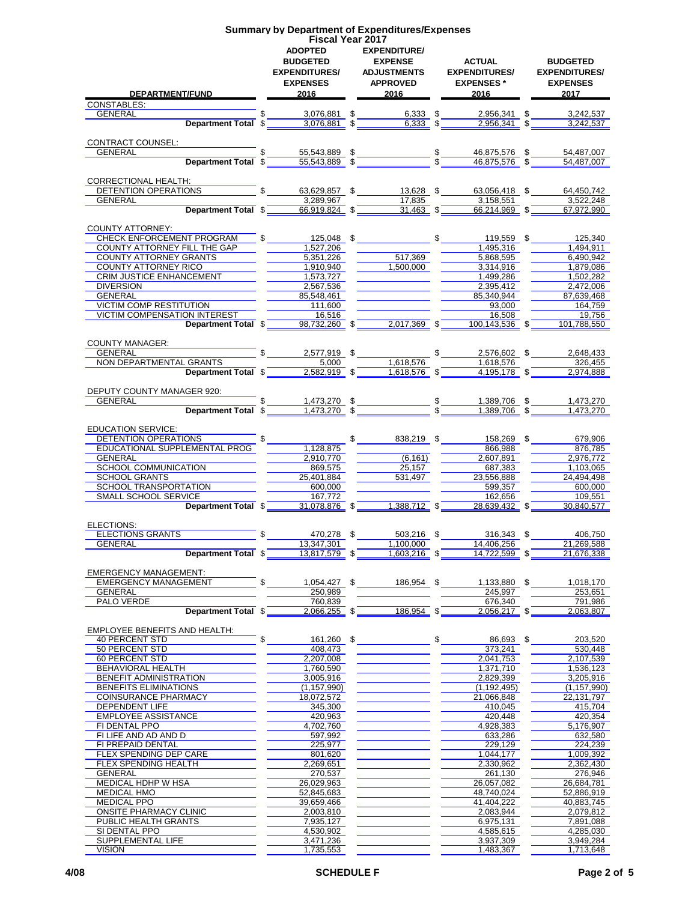# Summary by Department of Expenditures/Expenses

## Fiscal Year 2017

| DEPARTMENT/FUND | ADOPTED BUDGETED EXPENDITURES/ EXPENSES 2016 | EXPENDITURE/ EXPENSE ADJUSTMENTS APPROVED 2016 | ACTUAL EXPENDITURES/ EXPENSES * 2016 | BUDGETED EXPENDITURES/ EXPENSES 2017 |
|---|---|---|---|---|
| **CONSTABLES:** | | | | |
| GENERAL | $ 3,076,881 | $ 6,333 | $ 2,956,341 | $ 3,242,537 |
| **Department Total** | $ 3,076,881 | $ 6,333 | $ 2,956,341 | $ 3,242,537 |
| **CONTRACT COUNSEL:** | | | | |
| GENERAL | $ 55,543,889 | $ | $ 46,875,576 | $ 54,487,007 |
| **Department Total** | $ 55,543,889 | $ | $ 46,875,576 | $ 54,487,007 |
| **CORRECTIONAL HEALTH:** | | | | |
| DETENTION OPERATIONS | $ 63,629,857 | $ 13,628 | $ 63,056,418 | $ 64,450,742 |
| GENERAL | 3,289,967 | 17,835 | 3,158,551 | 3,522,248 |
| **Department Total** | $ 66,919,824 | $ 31,463 | $ 66,214,969 | $ 67,972,990 |
| **COUNTY ATTORNEY:** | | | | |
| CHECK ENFORCEMENT PROGRAM | $ 125,048 | $ | $ 119,559 | $ 125,340 |
| COUNTY ATTORNEY FILL THE GAP | 1,527,206 | | 1,495,316 | 1,494,911 |
| COUNTY ATTORNEY GRANTS | 5,351,226 | 517,369 | 5,868,595 | 6,490,942 |
| COUNTY ATTORNEY RICO | 1,910,940 | 1,500,000 | 3,314,916 | 1,879,086 |
| CRIM JUSTICE ENHANCEMENT | 1,573,727 | | 1,499,286 | 1,502,282 |
| DIVERSION | 2,567,536 | | 2,395,412 | 2,472,006 |
| GENERAL | 85,548,461 | | 85,340,944 | 87,639,468 |
| VICTIM COMP RESTITUTION | 111,600 | | 93,000 | 164,759 |
| VICTIM COMPENSATION INTEREST | 16,516 | | 16,508 | 19,756 |
| **Department Total** | $ 98,732,260 | $ 2,017,369 | $ 100,143,536 | $ 101,788,550 |
| **COUNTY MANAGER:** | | | | |
| GENERAL | $ 2,577,919 | $ | $ 2,576,602 | $ 2,648,433 |
| NON DEPARTMENTAL GRANTS | 5,000 | 1,618,576 | 1,618,576 | 326,455 |
| **Department Total** | $ 2,582,919 | $ 1,618,576 | $ 4,195,178 | $ 2,974,888 |
| **DEPUTY COUNTY MANAGER 920:** | | | | |
| GENERAL | $ 1,473,270 | $ | $ 1,389,706 | $ 1,473,270 |
| **Department Total** | $ 1,473,270 | $ | $ 1,389,706 | $ 1,473,270 |
| **EDUCATION SERVICE:** | | | | |
| DETENTION OPERATIONS | $ | $ 838,219 | $ 158,269 | $ 679,906 |
| EDUCATIONAL SUPPLEMENTAL PROG | 1,128,875 | | 866,988 | 876,785 |
| GENERAL | 2,910,770 | (6,161) | 2,607,891 | 2,976,772 |
| SCHOOL COMMUNICATION | 869,575 | 25,157 | 687,383 | 1,103,065 |
| SCHOOL GRANTS | 25,401,884 | 531,497 | 23,556,888 | 24,494,498 |
| SCHOOL TRANSPORTATION | 600,000 | | 599,357 | 600,000 |
| SMALL SCHOOL SERVICE | 167,772 | | 162,656 | 109,551 |
| **Department Total** | $ 31,078,876 | $ 1,388,712 | $ 28,639,432 | $ 30,840,577 |
| **ELECTIONS:** | | | | |
| ELECTIONS GRANTS | $ 470,278 | $ 503,216 | $ 316,343 | $ 406,750 |
| GENERAL | 13,347,301 | 1,100,000 | 14,406,256 | 21,269,588 |
| **Department Total** | $ 13,817,579 | $ 1,603,216 | $ 14,722,599 | $ 21,676,338 |
| **EMERGENCY MANAGEMENT:** | | | | |
| EMERGENCY MANAGEMENT | $ 1,054,427 | $ 186,954 | $ 1,133,880 | $ 1,018,170 |
| GENERAL | 250,989 | | 245,997 | 253,651 |
| PALO VERDE | 760,839 | | 676,340 | 791,986 |
| **Department Total** | $ 2,066,255 | $ 186,954 | $ 2,056,217 | $ 2,063,807 |
| **EMPLOYEE BENEFITS AND HEALTH:** | | | | |
| 40 PERCENT STD | $ 161,260 | $ | $ 86,693 | $ 203,520 |
| 50 PERCENT STD | 408,473 | | 373,241 | 530,448 |
| 60 PERCENT STD | 2,207,008 | | 2,041,753 | 2,107,539 |
| BEHAVIORAL HEALTH | 1,760,590 | | 1,371,710 | 1,536,123 |
| BENEFIT ADMINISTRATION | 3,005,916 | | 2,829,399 | 3,205,916 |
| BENEFITS ELIMINATIONS | (1,157,990) | | (1,192,495) | (1,157,990) |
| COINSURANCE PHARMACY | 18,072,572 | | 21,066,848 | 22,131,797 |
| DEPENDENT LIFE | 345,300 | | 410,045 | 415,704 |
| EMPLOYEE ASSISTANCE | 420,963 | | 420,448 | 420,354 |
| FI DENTAL PPO | 4,702,760 | | 4,928,383 | 5,176,907 |
| FI LIFE AND AD AND D | 597,992 | | 633,286 | 632,580 |
| FI PREPAID DENTAL | 225,977 | | 229,129 | 224,239 |
| FLEX SPENDING DEP CARE | 801,620 | | 1,044,177 | 1,009,392 |
| FLEX SPENDING HEALTH | 2,269,651 | | 2,330,962 | 2,362,430 |
| GENERAL | 270,537 | | 261,130 | 276,946 |
| MEDICAL HDHP W HSA | 26,029,963 | | 26,057,082 | 26,684,781 |
| MEDICAL HMO | 52,845,683 | | 48,740,024 | 52,886,919 |
| MEDICAL PPO | 39,659,466 | | 41,404,222 | 40,883,745 |
| ONSITE PHARMACY CLINIC | 2,003,810 | | 2,083,944 | 2,079,812 |
| PUBLIC HEALTH GRANTS | 7,935,127 | | 6,975,131 | 7,891,088 |
| SI DENTAL PPO | 4,530,902 | | 4,585,615 | 4,285,030 |
| SUPPLEMENTAL LIFE | 3,471,236 | | 3,937,309 | 3,949,284 |
| VISION | 1,735,553 | | 1,483,367 | 1,713,648 |

4/08

SCHEDULE F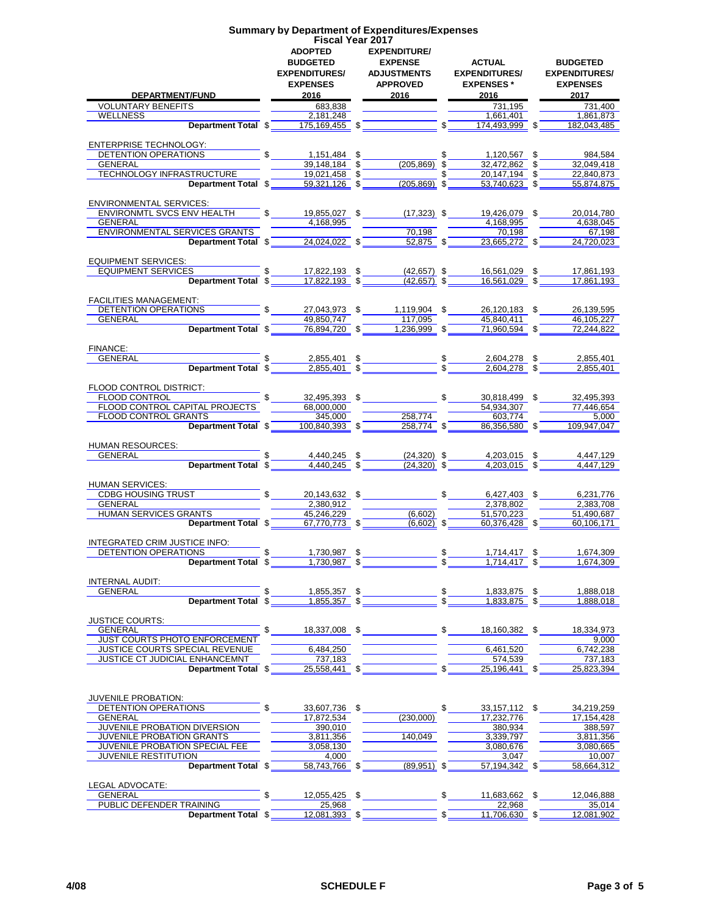# Summary by Department of Expenditures/Expenses
## Fiscal Year 2017

| DEPARTMENT/FUND | ADOPTED BUDGETED EXPENDITURES/ EXPENSES 2016 | EXPENDITURE/ EXPENSE ADJUSTMENTS APPROVED 2016 | ACTUAL EXPENDITURES/ EXPENSES * 2016 | BUDGETED EXPENDITURES/ EXPENSES 2017 |
|---|---|---|---|---|
| VOLUNTARY BENEFITS | 683,838 | | 731,195 | 731,400 |
| WELLNESS | 2,181,248 | | 1,661,401 | 1,861,873 |
| **Department Total** | $ 175,169,455 | $ | $ 174,493,999 | $ 182,043,485 |
| ENTERPRISE TECHNOLOGY: | | | | |
| DETENTION OPERATIONS | $ 1,151,484 | $ | $ 1,120,567 | $ 984,584 |
| GENERAL | 39,148,184 | $ (205,869) | $ 32,472,862 | $ 32,049,418 |
| TECHNOLOGY INFRASTRUCTURE | 19,021,458 | $ | $ 20,147,194 | $ 22,840,873 |
| **Department Total** | $ 59,321,126 | $ (205,869) | $ 53,740,623 | $ 55,874,875 |
| ENVIRONMENTAL SERVICES: | | | | |
| ENVIRONMTL SVCS ENV HEALTH | $ 19,855,027 | $ (17,323) | $ 19,426,079 | $ 20,014,780 |
| GENERAL | 4,168,995 | | 4,168,995 | 4,638,045 |
| ENVIRONMENTAL SERVICES GRANTS | | 70,198 | 70,198 | 67,198 |
| **Department Total** | $ 24,024,022 | $ 52,875 | $ 23,665,272 | $ 24,720,023 |
| EQUIPMENT SERVICES: | | | | |
| EQUIPMENT SERVICES | $ 17,822,193 | $ (42,657) | $ 16,561,029 | $ 17,861,193 |
| **Department Total** | $ 17,822,193 | $ (42,657) | $ 16,561,029 | $ 17,861,193 |
| FACILITIES MANAGEMENT: | | | | |
| DETENTION OPERATIONS | $ 27,043,973 | $ 1,119,904 | $ 26,120,183 | $ 26,139,595 |
| GENERAL | 49,850,747 | 117,095 | 45,840,411 | 46,105,227 |
| **Department Total** | $ 76,894,720 | $ 1,236,999 | $ 71,960,594 | $ 72,244,822 |
| FINANCE: | | | | |
| GENERAL | $ 2,855,401 | $ | $ 2,604,278 | $ 2,855,401 |
| **Department Total** | $ 2,855,401 | $ | $ 2,604,278 | $ 2,855,401 |
| FLOOD CONTROL DISTRICT: | | | | |
| FLOOD CONTROL | $ 32,495,393 | $ | $ 30,818,499 | $ 32,495,393 |
| FLOOD CONTROL CAPITAL PROJECTS | 68,000,000 | | 54,934,307 | 77,446,654 |
| FLOOD CONTROL GRANTS | 345,000 | 258,774 | 603,774 | 5,000 |
| **Department Total** | $ 100,840,393 | $ 258,774 | $ 86,356,580 | $ 109,947,047 |
| HUMAN RESOURCES: | | | | |
| GENERAL | $ 4,440,245 | $ (24,320) | $ 4,203,015 | $ 4,447,129 |
| **Department Total** | $ 4,440,245 | $ (24,320) | $ 4,203,015 | $ 4,447,129 |
| HUMAN SERVICES: | | | | |
| CDBG HOUSING TRUST | $ 20,143,632 | $ | $ 6,427,403 | $ 6,231,776 |
| GENERAL | 2,380,912 | | 2,378,802 | 2,383,708 |
| HUMAN SERVICES GRANTS | 45,246,229 | (6,602) | 51,570,223 | 51,490,687 |
| **Department Total** | $ 67,770,773 | $ (6,602) | $ 60,376,428 | $ 60,106,171 |
| INTEGRATED CRIM JUSTICE INFO: | | | | |
| DETENTION OPERATIONS | $ 1,730,987 | $ | $ 1,714,417 | $ 1,674,309 |
| **Department Total** | $ 1,730,987 | $ | $ 1,714,417 | $ 1,674,309 |
| INTERNAL AUDIT: | | | | |
| GENERAL | $ 1,855,357 | $ | $ 1,833,875 | $ 1,888,018 |
| **Department Total** | $ 1,855,357 | $ | $ 1,833,875 | $ 1,888,018 |
| JUSTICE COURTS: | | | | |
| GENERAL | $ 18,337,008 | $ | $ 18,160,382 | $ 18,334,973 |
| JUST COURTS PHOTO ENFORCEMENT | | | | 9,000 |
| JUSTICE COURTS SPECIAL REVENUE | 6,484,250 | | 6,461,520 | 6,742,238 |
| JUSTICE CT JUDICIAL ENHANCEMNT | 737,183 | | 574,539 | 737,183 |
| **Department Total** | $ 25,558,441 | $ | $ 25,196,441 | $ 25,823,394 |
| JUVENILE PROBATION: | | | | |
| DETENTION OPERATIONS | $ 33,607,736 | $ | $ 33,157,112 | $ 34,219,259 |
| GENERAL | 17,872,534 | (230,000) | 17,232,776 | 17,154,428 |
| JUVENILE PROBATION DIVERSION | 390,010 | | 380,934 | 388,597 |
| JUVENILE PROBATION GRANTS | 3,811,356 | 140,049 | 3,339,797 | 3,811,356 |
| JUVENILE PROBATION SPECIAL FEE | 3,058,130 | | 3,080,676 | 3,080,665 |
| JUVENILE RESTITUTION | 4,000 | | 3,047 | 10,007 |
| **Department Total** | $ 58,743,766 | $ (89,951) | $ 57,194,342 | $ 58,664,312 |
| LEGAL ADVOCATE: | | | | |
| GENERAL | $ 12,055,425 | $ | $ 11,683,662 | $ 12,046,888 |
| PUBLIC DEFENDER TRAINING | 25,968 | | 22,968 | 35,014 |
| **Department Total** | $ 12,081,393 | $ | $ 11,706,630 | $ 12,081,902 |

4/08 SCHEDULE F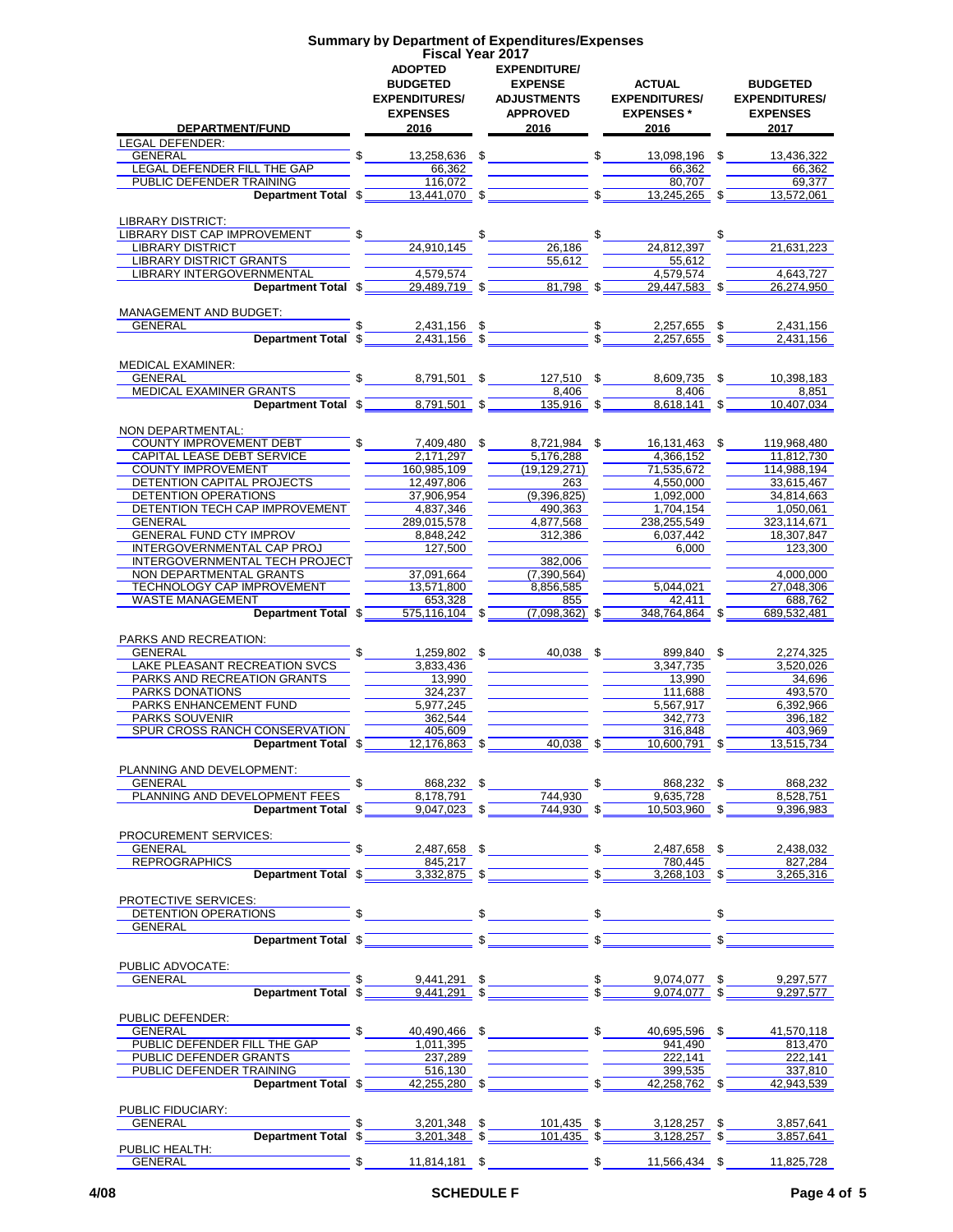# Summary by Department of Expenditures/Expenses
## Fiscal Year 2017

| DEPARTMENT/FUND | ADOPTED BUDGETED EXPENDITURES/ EXPENSES 2016 | EXPENDITURE/ EXPENSE ADJUSTMENTS APPROVED 2016 | ACTUAL EXPENDITURES/ EXPENSES * 2016 | BUDGETED EXPENDITURES/ EXPENSES 2017 |
|---|---|---|---|---|
| **LEGAL DEFENDER:** | | | | |
| GENERAL | $ 13,258,636 | $ | $ 13,098,196 | $ 13,436,322 |
| LEGAL DEFENDER FILL THE GAP | 66,362 | | 66,362 | 66,362 |
| PUBLIC DEFENDER TRAINING | 116,072 | | 80,707 | 69,377 |
| **Department Total** | $ 13,441,070 | $ | $ 13,245,265 | $ 13,572,061 |
| **LIBRARY DISTRICT:** | | | | |
| LIBRARY DIST CAP IMPROVEMENT | $ | $ | $ | $ |
| LIBRARY DISTRICT | 24,910,145 | 26,186 | 24,812,397 | 21,631,223 |
| LIBRARY DISTRICT GRANTS | | 55,612 | 55,612 | |
| LIBRARY INTERGOVERNMENTAL | 4,579,574 | | 4,579,574 | 4,643,727 |
| **Department Total** | $ 29,489,719 | $ 81,798 | $ 29,447,583 | $ 26,274,950 |
| **MANAGEMENT AND BUDGET:** | | | | |
| GENERAL | $ 2,431,156 | $ | $ 2,257,655 | $ 2,431,156 |
| **Department Total** | $ 2,431,156 | $ | $ 2,257,655 | $ 2,431,156 |
| **MEDICAL EXAMINER:** | | | | |
| GENERAL | $ 8,791,501 | $ 127,510 | $ 8,609,735 | $ 10,398,183 |
| MEDICAL EXAMINER GRANTS | | 8,406 | 8,406 | 8,851 |
| **Department Total** | $ 8,791,501 | $ 135,916 | $ 8,618,141 | $ 10,407,034 |
| **NON DEPARTMENTAL:** | | | | |
| COUNTY IMPROVEMENT DEBT | $ 7,409,480 | $ 8,721,984 | $ 16,131,463 | $ 119,968,480 |
| CAPITAL LEASE DEBT SERVICE | 2,171,297 | 5,176,288 | 4,366,152 | 11,812,730 |
| COUNTY IMPROVEMENT | 160,985,109 | (19,129,271) | 71,535,672 | 114,988,194 |
| DETENTION CAPITAL PROJECTS | 12,497,806 | 263 | 4,550,000 | 33,615,467 |
| DETENTION OPERATIONS | 37,906,954 | (9,396,825) | 1,092,000 | 34,814,663 |
| DETENTION TECH CAP IMPROVEMENT | 4,837,346 | 490,363 | 1,704,154 | 1,050,061 |
| GENERAL | 289,015,578 | 4,877,568 | 238,255,549 | 323,114,671 |
| GENERAL FUND CTY IMPROV | 8,848,242 | 312,386 | 6,037,442 | 18,307,847 |
| INTERGOVERNMENTAL CAP PROJ | 127,500 | | 6,000 | 123,300 |
| INTERGOVERNMENTAL TECH PROJECT | | 382,006 | | |
| NON DEPARTMENTAL GRANTS | 37,091,664 | (7,390,564) | | 4,000,000 |
| TECHNOLOGY CAP IMPROVEMENT | 13,571,800 | 8,856,585 | 5,044,021 | 27,048,306 |
| WASTE MANAGEMENT | 653,328 | 855 | 42,411 | 688,762 |
| **Department Total** | $ 575,116,104 | $ (7,098,362) | $ 348,764,864 | $ 689,532,481 |
| **PARKS AND RECREATION:** | | | | |
| GENERAL | $ 1,259,802 | $ 40,038 | $ 899,840 | $ 2,274,325 |
| LAKE PLEASANT RECREATION SVCS | 3,833,436 | | 3,347,735 | 3,520,026 |
| PARKS AND RECREATION GRANTS | 13,990 | | 13,990 | 34,696 |
| PARKS DONATIONS | 324,237 | | 111,688 | 493,570 |
| PARKS ENHANCEMENT FUND | 5,977,245 | | 5,567,917 | 6,392,966 |
| PARKS SOUVENIR | 362,544 | | 342,773 | 396,182 |
| SPUR CROSS RANCH CONSERVATION | 405,609 | | 316,848 | 403,969 |
| **Department Total** | $ 12,176,863 | $ 40,038 | $ 10,600,791 | $ 13,515,734 |
| **PLANNING AND DEVELOPMENT:** | | | | |
| GENERAL | $ 868,232 | $ | $ 868,232 | $ 868,232 |
| PLANNING AND DEVELOPMENT FEES | 8,178,791 | 744,930 | 9,635,728 | 8,528,751 |
| **Department Total** | $ 9,047,023 | $ 744,930 | $ 10,503,960 | $ 9,396,983 |
| **PROCUREMENT SERVICES:** | | | | |
| GENERAL | $ 2,487,658 | $ | $ 2,487,658 | $ 2,438,032 |
| REPROGRAPHICS | 845,217 | | 780,445 | 827,284 |
| **Department Total** | $ 3,332,875 | $ | $ 3,268,103 | $ 3,265,316 |
| **PROTECTIVE SERVICES:** | | | | |
| DETENTION OPERATIONS | $ | $ | $ | $ |
| GENERAL | | | | |
| **Department Total** | $ | $ | $ | $ |
| **PUBLIC ADVOCATE:** | | | | |
| GENERAL | $ 9,441,291 | $ | $ 9,074,077 | $ 9,297,577 |
| **Department Total** | $ 9,441,291 | $ | $ 9,074,077 | $ 9,297,577 |
| **PUBLIC DEFENDER:** | | | | |
| GENERAL | $ 40,490,466 | $ | $ 40,695,596 | $ 41,570,118 |
| PUBLIC DEFENDER FILL THE GAP | 1,011,395 | | 941,490 | 813,470 |
| PUBLIC DEFENDER GRANTS | 237,289 | | 222,141 | 222,141 |
| PUBLIC DEFENDER TRAINING | 516,130 | | 399,535 | 337,810 |
| **Department Total** | $ 42,255,280 | $ | $ 42,258,762 | $ 42,943,539 |
| **PUBLIC FIDUCIARY:** | | | | |
| GENERAL | $ 3,201,348 | $ 101,435 | $ 3,128,257 | $ 3,857,641 |
| **Department Total** | $ 3,201,348 | $ 101,435 | $ 3,128,257 | $ 3,857,641 |
| **PUBLIC HEALTH:** | | | | |
| GENERAL | $ 11,814,181 | $ | $ 11,566,434 | $ 11,825,728 |

4/08 SCHEDULE F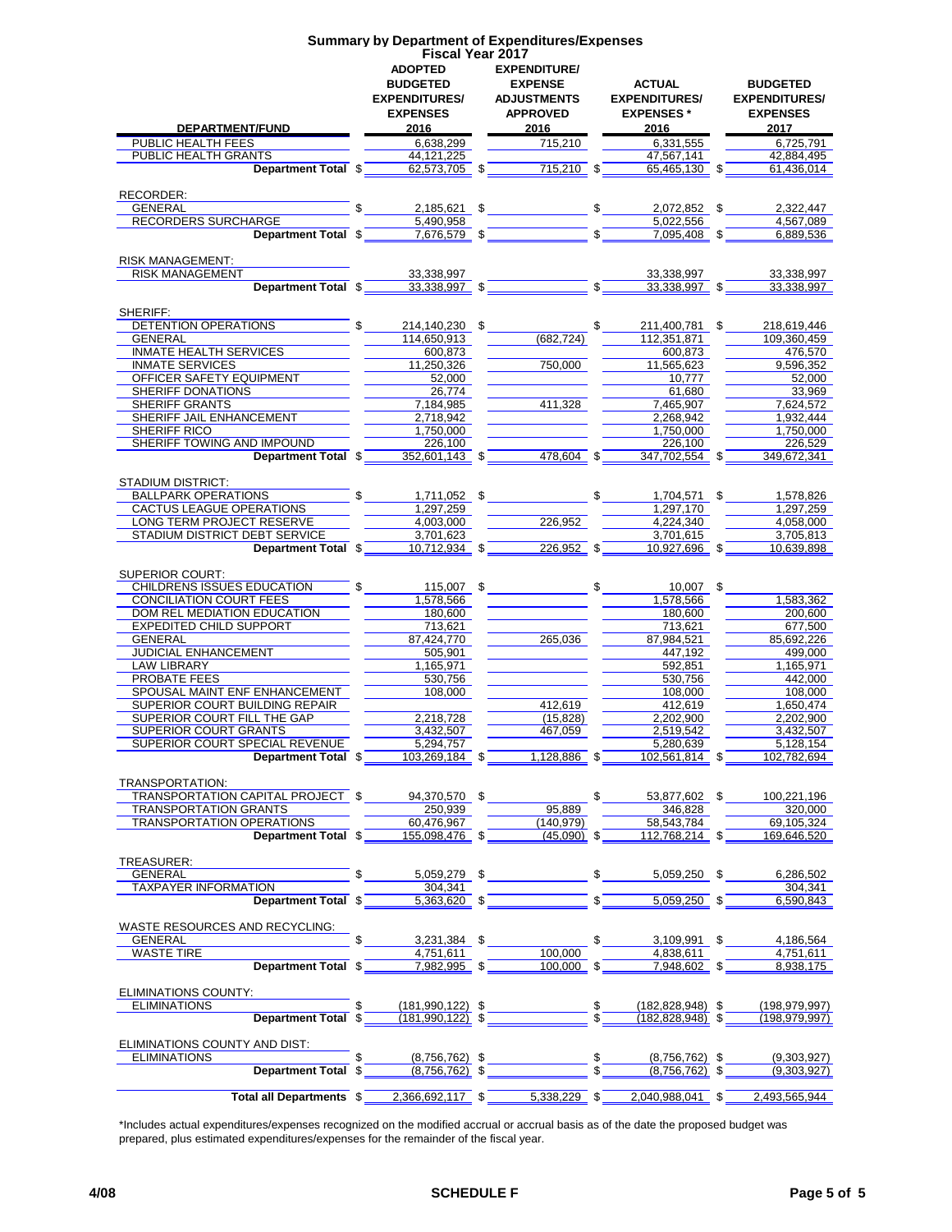# Summary by Department of Expenditures/Expenses

## Fiscal Year 2017

| DEPARTMENT/FUND | ADOPTED BUDGETED EXPENDITURES/ EXPENSES 2016 | EXPENDITURE/ EXPENSE ADJUSTMENTS APPROVED 2016 | ACTUAL EXPENDITURES/ EXPENSES * 2016 | BUDGETED EXPENDITURES/ EXPENSES 2017 |
|---|---|---|---|---|
| PUBLIC HEALTH FEES | 6,638,299 | 715,210 | 6,331,555 | 6,725,791 |
| PUBLIC HEALTH GRANTS | 44,121,225 | | 47,567,141 | 42,884,495 |
| **Department Total** | $ 62,573,705 | $ 715,210 | $ 65,465,130 | $ 61,436,014 |
| RECORDER: | | | | |
| GENERAL | $ 2,185,621 | $ | $ 2,072,852 | $ 2,322,447 |
| RECORDERS SURCHARGE | 5,490,958 | | 5,022,556 | 4,567,089 |
| **Department Total** | $ 7,676,579 | $ | $ 7,095,408 | $ 6,889,536 |
| RISK MANAGEMENT: | | | | |
| RISK MANAGEMENT | 33,338,997 | | 33,338,997 | 33,338,997 |
| **Department Total** | $ 33,338,997 | $ | $ 33,338,997 | $ 33,338,997 |
| SHERIFF: | | | | |
| DETENTION OPERATIONS | $ 214,140,230 | $ | $ 211,400,781 | $ 218,619,446 |
| GENERAL | 114,650,913 | (682,724) | 112,351,871 | 109,360,459 |
| INMATE HEALTH SERVICES | 600,873 | | 600,873 | 476,570 |
| INMATE SERVICES | 11,250,326 | 750,000 | 11,565,623 | 9,596,352 |
| OFFICER SAFETY EQUIPMENT | 52,000 | | 10,777 | 52,000 |
| SHERIFF DONATIONS | 26,774 | | 61,680 | 33,969 |
| SHERIFF GRANTS | 7,184,985 | 411,328 | 7,465,907 | 7,624,572 |
| SHERIFF JAIL ENHANCEMENT | 2,718,942 | | 2,268,942 | 1,932,444 |
| SHERIFF RICO | 1,750,000 | | 1,750,000 | 1,750,000 |
| SHERIFF TOWING AND IMPOUND | 226,100 | | 226,100 | 226,529 |
| **Department Total** | $ 352,601,143 | $ 478,604 | $ 347,702,554 | $ 349,672,341 |
| STADIUM DISTRICT: | | | | |
| BALLPARK OPERATIONS | $ 1,711,052 | $ | $ 1,704,571 | $ 1,578,826 |
| CACTUS LEAGUE OPERATIONS | 1,297,259 | | 1,297,170 | 1,297,259 |
| LONG TERM PROJECT RESERVE | 4,003,000 | 226,952 | 4,224,340 | 4,058,000 |
| STADIUM DISTRICT DEBT SERVICE | 3,701,623 | | 3,701,615 | 3,705,813 |
| **Department Total** | $ 10,712,934 | $ 226,952 | $ 10,927,696 | $ 10,639,898 |
| SUPERIOR COURT: | | | | |
| CHILDRENS ISSUES EDUCATION | $ 115,007 | $ | $ 10,007 | $ |
| CONCILIATION COURT FEES | 1,578,566 | | 1,578,566 | 1,583,362 |
| DOM REL MEDIATION EDUCATION | 180,600 | | 180,600 | 200,600 |
| EXPEDITED CHILD SUPPORT | 713,621 | | 713,621 | 677,500 |
| GENERAL | 87,424,770 | 265,036 | 87,984,521 | 85,692,226 |
| JUDICIAL ENHANCEMENT | 505,901 | | 447,192 | 499,000 |
| LAW LIBRARY | 1,165,971 | | 592,851 | 1,165,971 |
| PROBATE FEES | 530,756 | | 530,756 | 442,000 |
| SPOUSAL MAINT ENF ENHANCEMENT | 108,000 | | 108,000 | 108,000 |
| SUPERIOR COURT BUILDING REPAIR | | 412,619 | 412,619 | 1,650,474 |
| SUPERIOR COURT FILL THE GAP | 2,218,728 | (15,828) | 2,202,900 | 2,202,900 |
| SUPERIOR COURT GRANTS | 3,432,507 | 467,059 | 2,519,542 | 3,432,507 |
| SUPERIOR COURT SPECIAL REVENUE | 5,294,757 | | 5,280,639 | 5,128,154 |
| **Department Total** | $ 103,269,184 | $ 1,128,886 | $ 102,561,814 | $ 102,782,694 |
| TRANSPORTATION: | | | | |
| TRANSPORTATION CAPITAL PROJECT | $ 94,370,570 | $ | $ 53,877,602 | $ 100,221,196 |
| TRANSPORTATION GRANTS | 250,939 | 95,889 | 346,828 | 320,000 |
| TRANSPORTATION OPERATIONS | 60,476,967 | (140,979) | 58,543,784 | 69,105,324 |
| **Department Total** | $ 155,098,476 | $ (45,090) | $ 112,768,214 | $ 169,646,520 |
| TREASURER: | | | | |
| GENERAL | $ 5,059,279 | $ | $ 5,059,250 | $ 6,286,502 |
| TAXPAYER INFORMATION | 304,341 | | | 304,341 |
| **Department Total** | $ 5,363,620 | $ | $ 5,059,250 | $ 6,590,843 |
| WASTE RESOURCES AND RECYCLING: | | | | |
| GENERAL | $ 3,231,384 | $ | $ 3,109,991 | $ 4,186,564 |
| WASTE TIRE | 4,751,611 | 100,000 | 4,838,611 | 4,751,611 |
| **Department Total** | $ 7,982,995 | $ 100,000 | $ 7,948,602 | $ 8,938,175 |
| ELIMINATIONS COUNTY: | | | | |
| ELIMINATIONS | $ (181,990,122) | $ | $ (182,828,948) | $ (198,979,997) |
| **Department Total** | $ (181,990,122) | $ | $ (182,828,948) | $ (198,979,997) |
| ELIMINATIONS COUNTY AND DIST: | | | | |
| ELIMINATIONS | $ (8,756,762) | $ | $ (8,756,762) | $ (9,303,927) |
| **Department Total** | $ (8,756,762) | $ | $ (8,756,762) | $ (9,303,927) |
| **Total all Departments** | $ 2,366,692,117 | $ 5,338,229 | $ 2,040,988,041 | $ 2,493,565,944 |

*Includes actual expenditures/expenses recognized on the modified accrual or accrual basis as of the date the proposed budget was prepared, plus estimated expenditures/expenses for the remainder of the fiscal year.

4/08 SCHEDULE F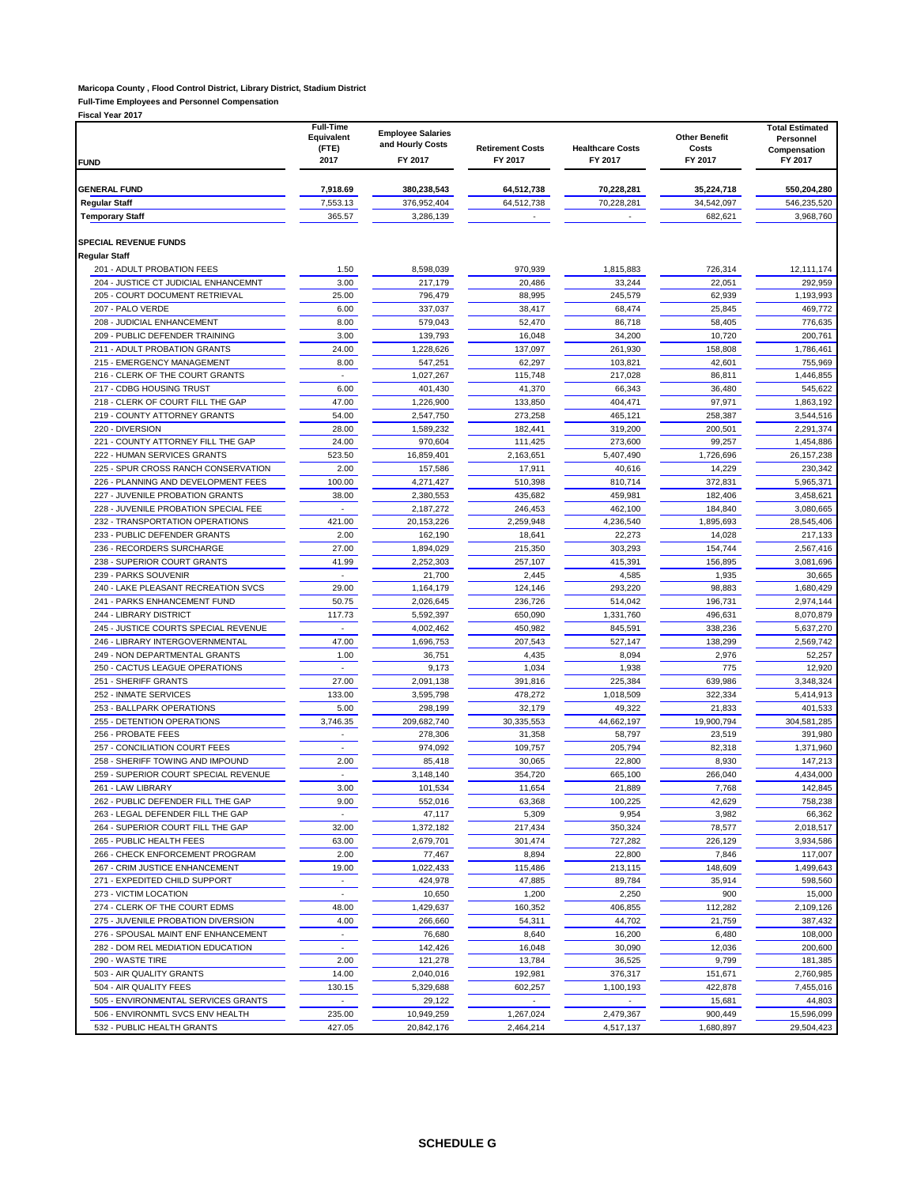**Maricopa County , Flood Control District, Library District, Stadium District**

**Full-Time Employees and Personnel Compensation**

**Fiscal Year 2017**

| FUND | Full-Time Equivalent (FTE) 2017 | Employee Salaries and Hourly Costs FY 2017 | Retirement Costs FY 2017 | Healthcare Costs FY 2017 | Other Benefit Costs FY 2017 | Total Estimated Personnel Compensation FY 2017 |
|---|---|---|---|---|---|---|
| **GENERAL FUND** | **7,918.69** | **380,238,543** | **64,512,738** | **70,228,281** | **35,224,718** | **550,204,280** |
| **Regular Staff** | 7,553.13 | 376,952,404 | 64,512,738 | 70,228,281 | 34,542,097 | 546,235,520 |
| **Temporary Staff** | 365.57 | 3,286,139 | - | - | 682,621 | 3,968,760 |
| | | | | | | |
| **SPECIAL REVENUE FUNDS** | | | | | | |
| **Regular Staff** | | | | | | |
| 201 - ADULT PROBATION FEES | 1.50 | 8,598,039 | 970,939 | 1,815,883 | 726,314 | 12,111,174 |
| 204 - JUSTICE CT JUDICIAL ENHANCEMNT | 3.00 | 217,179 | 20,486 | 33,244 | 22,051 | 292,959 |
| 205 - COURT DOCUMENT RETRIEVAL | 25.00 | 796,479 | 88,995 | 245,579 | 62,939 | 1,193,993 |
| 207 - PALO VERDE | 6.00 | 337,037 | 38,417 | 68,474 | 25,845 | 469,772 |
| 208 - JUDICIAL ENHANCEMENT | 8.00 | 579,043 | 52,470 | 86,718 | 58,405 | 776,635 |
| 209 - PUBLIC DEFENDER TRAINING | 3.00 | 139,793 | 16,048 | 34,200 | 10,720 | 200,761 |
| 211 - ADULT PROBATION GRANTS | 24.00 | 1,228,626 | 137,097 | 261,930 | 158,808 | 1,786,461 |
| 215 - EMERGENCY MANAGEMENT | 8.00 | 547,251 | 62,297 | 103,821 | 42,601 | 755,969 |
| 216 - CLERK OF THE COURT GRANTS | - | 1,027,267 | 115,748 | 217,028 | 86,811 | 1,446,855 |
| 217 - CDBG HOUSING TRUST | 6.00 | 401,430 | 41,370 | 66,343 | 36,480 | 545,622 |
| 218 - CLERK OF COURT FILL THE GAP | 47.00 | 1,226,900 | 133,850 | 404,471 | 97,971 | 1,863,192 |
| 219 - COUNTY ATTORNEY GRANTS | 54.00 | 2,547,750 | 273,258 | 465,121 | 258,387 | 3,544,516 |
| 220 - DIVERSION | 28.00 | 1,589,232 | 182,441 | 319,200 | 200,501 | 2,291,374 |
| 221 - COUNTY ATTORNEY FILL THE GAP | 24.00 | 970,604 | 111,425 | 273,600 | 99,257 | 1,454,886 |
| 222 - HUMAN SERVICES GRANTS | 523.50 | 16,859,401 | 2,163,651 | 5,407,490 | 1,726,696 | 26,157,238 |
| 225 - SPUR CROSS RANCH CONSERVATION | 2.00 | 157,586 | 17,911 | 40,616 | 14,229 | 230,342 |
| 226 - PLANNING AND DEVELOPMENT FEES | 100.00 | 4,271,427 | 510,398 | 810,714 | 372,831 | 5,965,371 |
| 227 - JUVENILE PROBATION GRANTS | 38.00 | 2,380,553 | 435,682 | 459,981 | 182,406 | 3,458,621 |
| 228 - JUVENILE PROBATION SPECIAL FEE | - | 2,187,272 | 246,453 | 462,100 | 184,840 | 3,080,665 |
| 232 - TRANSPORTATION OPERATIONS | 421.00 | 20,153,226 | 2,259,948 | 4,236,540 | 1,895,693 | 28,545,406 |
| 233 - PUBLIC DEFENDER GRANTS | 2.00 | 162,190 | 18,641 | 22,273 | 14,028 | 217,133 |
| 236 - RECORDERS SURCHARGE | 27.00 | 1,894,029 | 215,350 | 303,293 | 154,744 | 2,567,416 |
| 238 - SUPERIOR COURT GRANTS | 41.99 | 2,252,303 | 257,107 | 415,391 | 156,895 | 3,081,696 |
| 239 - PARKS SOUVENIR | - | 21,700 | 2,445 | 4,585 | 1,935 | 30,665 |
| 240 - LAKE PLEASANT RECREATION SVCS | 29.00 | 1,164,179 | 124,146 | 293,220 | 98,883 | 1,680,429 |
| 241 - PARKS ENHANCEMENT FUND | 50.75 | 2,026,645 | 236,726 | 514,042 | 196,731 | 2,974,144 |
| 244 - LIBRARY DISTRICT | 117.73 | 5,592,397 | 650,090 | 1,331,760 | 496,631 | 8,070,879 |
| 245 - JUSTICE COURTS SPECIAL REVENUE | - | 4,002,462 | 450,982 | 845,591 | 338,236 | 5,637,270 |
| 246 - LIBRARY INTERGOVERNMENTAL | 47.00 | 1,696,753 | 207,543 | 527,147 | 138,299 | 2,569,742 |
| 249 - NON DEPARTMENTAL GRANTS | 1.00 | 36,751 | 4,435 | 8,094 | 2,976 | 52,257 |
| 250 - CACTUS LEAGUE OPERATIONS | - | 9,173 | 1,034 | 1,938 | 775 | 12,920 |
| 251 - SHERIFF GRANTS | 27.00 | 2,091,138 | 391,816 | 225,384 | 639,986 | 3,348,324 |
| 252 - INMATE SERVICES | 133.00 | 3,595,798 | 478,272 | 1,018,509 | 322,334 | 5,414,913 |
| 253 - BALLPARK OPERATIONS | 5.00 | 298,199 | 32,179 | 49,322 | 21,833 | 401,533 |
| 255 - DETENTION OPERATIONS | 3,746.35 | 209,682,740 | 30,335,553 | 44,662,197 | 19,900,794 | 304,581,285 |
| 256 - PROBATE FEES | - | 278,306 | 31,358 | 58,797 | 23,519 | 391,980 |
| 257 - CONCILIATION COURT FEES | - | 974,092 | 109,757 | 205,794 | 82,318 | 1,371,960 |
| 258 - SHERIFF TOWING AND IMPOUND | 2.00 | 85,418 | 30,065 | 22,800 | 8,930 | 147,213 |
| 259 - SUPERIOR COURT SPECIAL REVENUE | - | 3,148,140 | 354,720 | 665,100 | 266,040 | 4,434,000 |
| 261 - LAW LIBRARY | 3.00 | 101,534 | 11,654 | 21,889 | 7,768 | 142,845 |
| 262 - PUBLIC DEFENDER FILL THE GAP | 9.00 | 552,016 | 63,368 | 100,225 | 42,629 | 758,238 |
| 263 - LEGAL DEFENDER FILL THE GAP | - | 47,117 | 5,309 | 9,954 | 3,982 | 66,362 |
| 264 - SUPERIOR COURT FILL THE GAP | 32.00 | 1,372,182 | 217,434 | 350,324 | 78,577 | 2,018,517 |
| 265 - PUBLIC HEALTH FEES | 63.00 | 2,679,701 | 301,474 | 727,282 | 226,129 | 3,934,586 |
| 266 - CHECK ENFORCEMENT PROGRAM | 2.00 | 77,467 | 8,894 | 22,800 | 7,846 | 117,007 |
| 267 - CRIM JUSTICE ENHANCEMENT | 19.00 | 1,022,433 | 115,486 | 213,115 | 148,609 | 1,499,643 |
| 271 - EXPEDITED CHILD SUPPORT | - | 424,978 | 47,885 | 89,784 | 35,914 | 598,560 |
| 273 - VICTIM LOCATION | - | 10,650 | 1,200 | 2,250 | 900 | 15,000 |
| 274 - CLERK OF THE COURT EDMS | 48.00 | 1,429,637 | 160,352 | 406,855 | 112,282 | 2,109,126 |
| 275 - JUVENILE PROBATION DIVERSION | 4.00 | 266,660 | 54,311 | 44,702 | 21,759 | 387,432 |
| 276 - SPOUSAL MAINT ENF ENHANCEMENT | - | 76,680 | 8,640 | 16,200 | 6,480 | 108,000 |
| 282 - DOM REL MEDIATION EDUCATION | - | 142,426 | 16,048 | 30,090 | 12,036 | 200,600 |
| 290 - WASTE TIRE | 2.00 | 121,278 | 13,784 | 36,525 | 9,799 | 181,385 |
| 503 - AIR QUALITY GRANTS | 14.00 | 2,040,016 | 192,981 | 376,317 | 151,671 | 2,760,985 |
| 504 - AIR QUALITY FEES | 130.15 | 5,329,688 | 602,257 | 1,100,193 | 422,878 | 7,455,016 |
| 505 - ENVIRONMENTAL SERVICES GRANTS | - | 29,122 | - | - | 15,681 | 44,803 |
| 506 - ENVIRONMTL SVCS ENV HEALTH | 235.00 | 10,949,259 | 1,267,024 | 2,479,367 | 900,449 | 15,596,099 |
| 532 - PUBLIC HEALTH GRANTS | 427.05 | 20,842,176 | 2,464,214 | 4,517,137 | 1,680,897 | 29,504,423 |

**SCHEDULE G**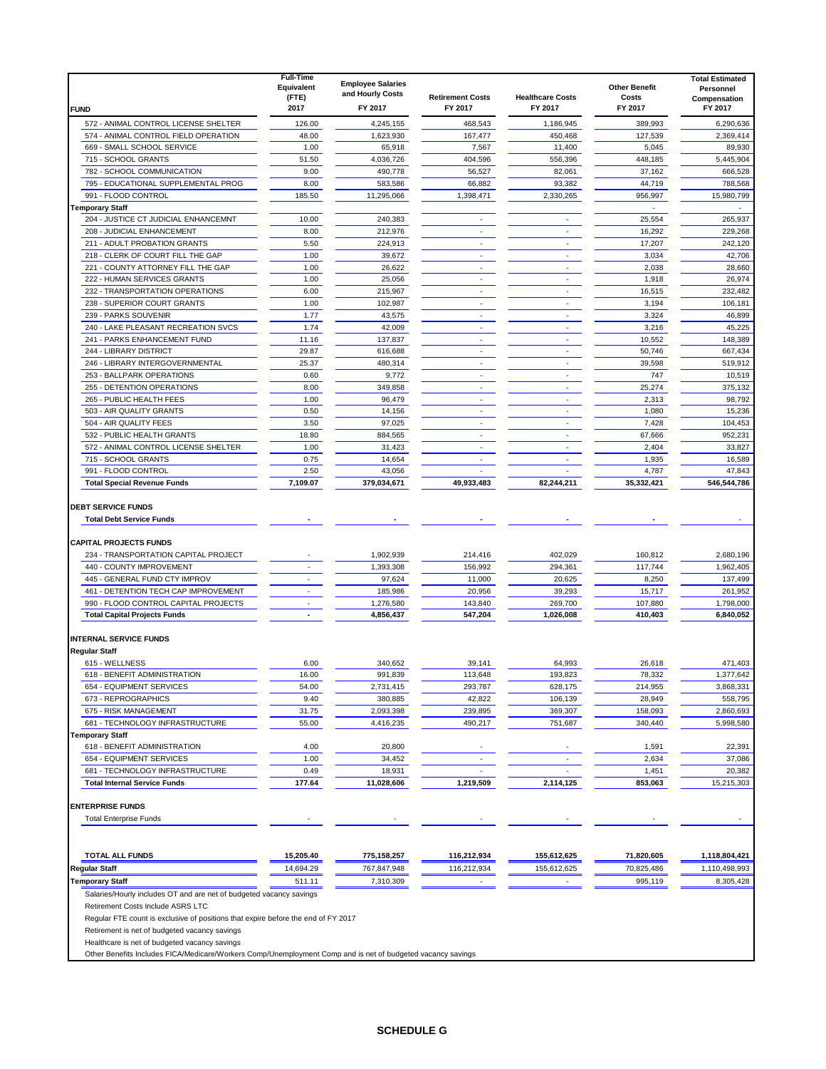| FUND | Full-Time Equivalent (FTE) 2017 | Employee Salaries and Hourly Costs FY 2017 | Retirement Costs FY 2017 | Healthcare Costs FY 2017 | Other Benefit Costs FY 2017 | Total Estimated Personnel Compensation FY 2017 |
|---|---|---|---|---|---|---|
| 572 - ANIMAL CONTROL LICENSE SHELTER | 126.00 | 4,245,155 | 468,543 | 1,186,945 | 389,993 | 6,290,636 |
| 574 - ANIMAL CONTROL FIELD OPERATION | 48.00 | 1,623,930 | 167,477 | 450,468 | 127,539 | 2,369,414 |
| 669 - SMALL SCHOOL SERVICE | 1.00 | 65,918 | 7,567 | 11,400 | 5,045 | 89,930 |
| 715 - SCHOOL GRANTS | 51.50 | 4,036,726 | 404,596 | 556,396 | 448,185 | 5,445,904 |
| 782 - SCHOOL COMMUNICATION | 9.00 | 490,778 | 56,527 | 82,061 | 37,162 | 666,528 |
| 795 - EDUCATIONAL SUPPLEMENTAL PROG | 8.00 | 583,586 | 66,882 | 93,382 | 44,719 | 788,568 |
| 991 - FLOOD CONTROL | 185.50 | 11,295,066 | 1,398,471 | 2,330,265 | 956,997 | 15,980,799 |
| **Temporary Staff** | | | | | - | - |
| 204 - JUSTICE CT JUDICIAL ENHANCEMNT | 10.00 | 240,383 | - | - | 25,554 | 265,937 |
| 208 - JUDICIAL ENHANCEMENT | 8.00 | 212,976 | - | - | 16,292 | 229,268 |
| 211 - ADULT PROBATION GRANTS | 5.50 | 224,913 | - | - | 17,207 | 242,120 |
| 218 - CLERK OF COURT FILL THE GAP | 1.00 | 39,672 | - | - | 3,034 | 42,706 |
| 221 - COUNTY ATTORNEY FILL THE GAP | 1.00 | 26,622 | - | - | 2,038 | 28,660 |
| 222 - HUMAN SERVICES GRANTS | 1.00 | 25,056 | - | - | 1,918 | 26,974 |
| 232 - TRANSPORTATION OPERATIONS | 6.00 | 215,967 | - | - | 16,515 | 232,482 |
| 238 - SUPERIOR COURT GRANTS | 1.00 | 102,987 | - | - | 3,194 | 106,181 |
| 239 - PARKS SOUVENIR | 1.77 | 43,575 | - | - | 3,324 | 46,899 |
| 240 - LAKE PLEASANT RECREATION SVCS | 1.74 | 42,009 | - | - | 3,216 | 45,225 |
| 241 - PARKS ENHANCEMENT FUND | 11.16 | 137,837 | - | - | 10,552 | 148,389 |
| 244 - LIBRARY DISTRICT | 29.87 | 616,688 | - | - | 50,746 | 667,434 |
| 246 - LIBRARY INTERGOVERNMENTAL | 25.37 | 480,314 | - | - | 39,598 | 519,912 |
| 253 - BALLPARK OPERATIONS | 0.60 | 9,772 | - | - | 747 | 10,519 |
| 255 - DETENTION OPERATIONS | 8.00 | 349,858 | - | - | 25,274 | 375,132 |
| 265 - PUBLIC HEALTH FEES | 1.00 | 96,479 | - | - | 2,313 | 98,792 |
| 503 - AIR QUALITY GRANTS | 0.50 | 14,156 | - | - | 1,080 | 15,236 |
| 504 - AIR QUALITY FEES | 3.50 | 97,025 | - | - | 7,428 | 104,453 |
| 532 - PUBLIC HEALTH GRANTS | 18.80 | 884,565 | - | - | 67,666 | 952,231 |
| 572 - ANIMAL CONTROL LICENSE SHELTER | 1.00 | 31,423 | - | - | 2,404 | 33,827 |
| 715 - SCHOOL GRANTS | 0.75 | 14,654 | - | - | 1,935 | 16,589 |
| 991 - FLOOD CONTROL | 2.50 | 43,056 | - | - | 4,787 | 47,843 |
| **Total Special Revenue Funds** | **7,109.07** | **379,034,671** | **49,933,483** | **82,244,211** | **35,332,421** | **546,544,786** |
| **DEBT SERVICE FUNDS** | | | | | | |
| **Total Debt Service Funds** | **-** | **-** | **-** | **-** | **-** | - |
| **CAPITAL PROJECTS FUNDS** | | | | | | |
| 234 - TRANSPORTATION CAPITAL PROJECT | - | 1,902,939 | 214,416 | 402,029 | 160,812 | 2,680,196 |
| 440 - COUNTY IMPROVEMENT | - | 1,393,308 | 156,992 | 294,361 | 117,744 | 1,962,405 |
| 445 - GENERAL FUND CTY IMPROV | - | 97,624 | 11,000 | 20,625 | 8,250 | 137,499 |
| 461 - DETENTION TECH CAP IMPROVEMENT | - | 185,986 | 20,956 | 39,293 | 15,717 | 261,952 |
| 990 - FLOOD CONTROL CAPITAL PROJECTS | - | 1,276,580 | 143,840 | 269,700 | 107,880 | 1,798,000 |
| **Total Capital Projects Funds** | **-** | **4,856,437** | **547,204** | **1,026,008** | **410,403** | **6,840,052** |
| **INTERNAL SERVICE FUNDS** | | | | | | |
| **Regular Staff** | | | | | | |
| 615 - WELLNESS | 6.00 | 340,652 | 39,141 | 64,993 | 26,618 | 471,403 |
| 618 - BENEFIT ADMINISTRATION | 16.00 | 991,839 | 113,648 | 193,823 | 78,332 | 1,377,642 |
| 654 - EQUIPMENT SERVICES | 54.00 | 2,731,415 | 293,787 | 628,175 | 214,955 | 3,868,331 |
| 673 - REPROGRAPHICS | 9.40 | 380,885 | 42,822 | 106,139 | 28,949 | 558,795 |
| 675 - RISK MANAGEMENT | 31.75 | 2,093,398 | 239,895 | 369,307 | 158,093 | 2,860,693 |
| 681 - TECHNOLOGY INFRASTRUCTURE | 55.00 | 4,416,235 | 490,217 | 751,687 | 340,440 | 5,998,580 |
| **Temporary Staff** | | | | | | |
| 618 - BENEFIT ADMINISTRATION | 4.00 | 20,800 | - | - | 1,591 | 22,391 |
| 654 - EQUIPMENT SERVICES | 1.00 | 34,452 | - | - | 2,634 | 37,086 |
| 681 - TECHNOLOGY INFRASTRUCTURE | 0.49 | 18,931 | - | - | 1,451 | 20,382 |
| **Total Internal Service Funds** | **177.64** | **11,028,606** | **1,219,509** | **2,114,125** | **853,063** | 15,215,303 |
| **ENTERPRISE FUNDS** | | | | | | |
| Total Enterprise Funds | - | - | - | - | - | - |
| **TOTAL ALL FUNDS** | **15,205.40** | **775,158,257** | **116,212,934** | **155,612,625** | **71,820,605** | **1,118,804,421** |
| **Regular Staff** | 14,694.29 | 767,847,948 | 116,212,934 | 155,612,625 | 70,825,486 | 1,110,498,993 |
| **Temporary Staff** | 511.11 | 7,310,309 | - | - | 995,119 | 8,305,428 |

Salaries/Hourly includes OT and are net of budgeted vacancy savings

Retirement Costs Include ASRS LTC

Regular FTE count is exclusive of positions that expire before the end of FY 2017

Retirement is net of budgeted vacancy savings

Healthcare is net of budgeted vacancy savings

Other Benefits Includes FICA/Medicare/Workers Comp/Unemployment Comp and is net of budgeted vacancy savings

**SCHEDULE G**